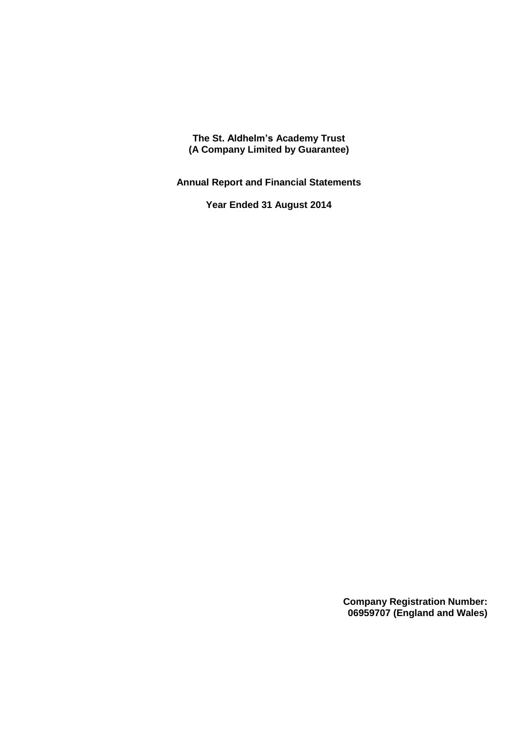# The St. Aldhelm's Academy Trust
# (A Company Limited by Guarantee)

## Annual Report and Financial Statements

## Year Ended 31 August 2014

**Company Registration Number:**
**06959707 (England and Wales)**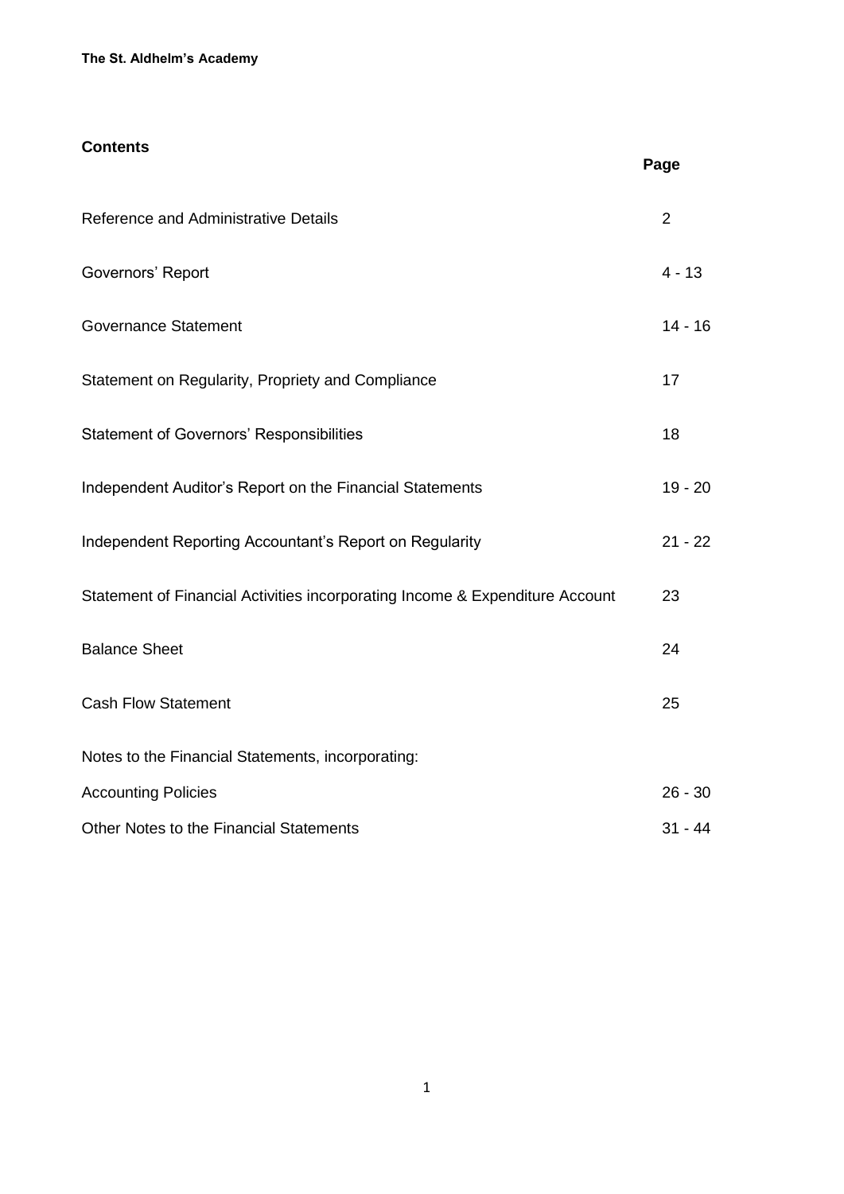## Contents

| | Page |
|---|---|
| Reference and Administrative Details | 2 |
| Governors' Report | 4 - 13 |
| Governance Statement | 14 - 16 |
| Statement on Regularity, Propriety and Compliance | 17 |
| Statement of Governors' Responsibilities | 18 |
| Independent Auditor's Report on the Financial Statements | 19 - 20 |
| Independent Reporting Accountant's Report on Regularity | 21 - 22 |
| Statement of Financial Activities incorporating Income & Expenditure Account | 23 |
| Balance Sheet | 24 |
| Cash Flow Statement | 25 |
| Notes to the Financial Statements, incorporating: | |
| Accounting Policies | 26 - 30 |
| Other Notes to the Financial Statements | 31 - 44 |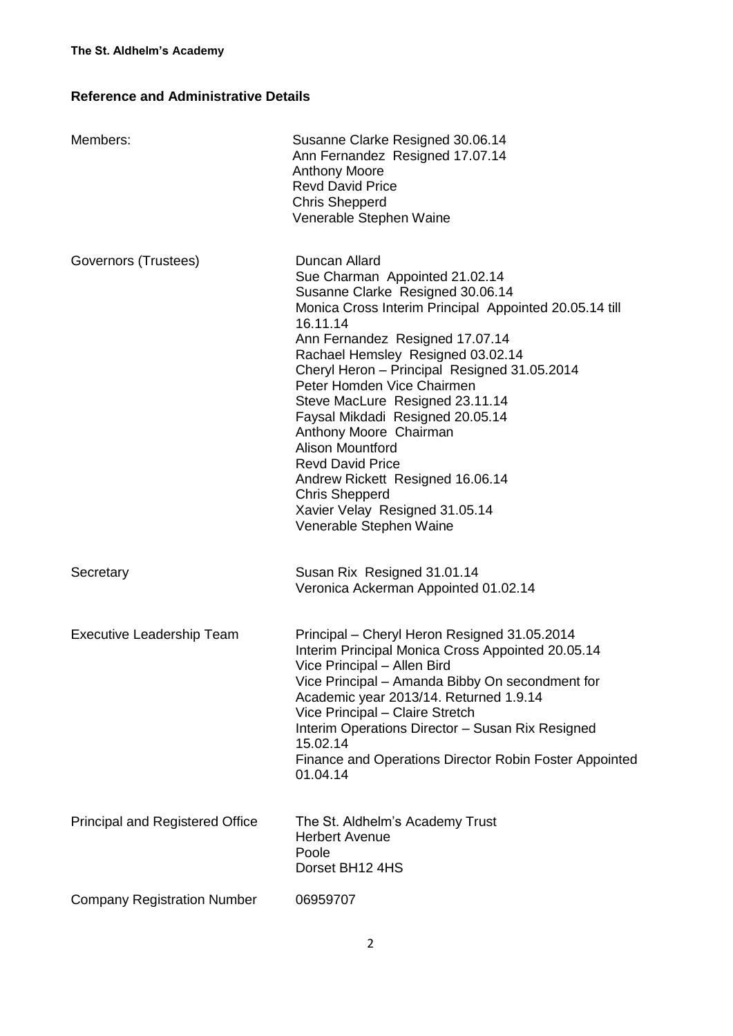**The St. Aldhelm's Academy**

## Reference and Administrative Details

| | |
|---|---|
| Members: | Susanne Clarke Resigned 30.06.14<br>Ann Fernandez Resigned 17.07.14<br>Anthony Moore<br>Revd David Price<br>Chris Shepperd<br>Venerable Stephen Waine |
| Governors (Trustees) | Duncan Allard<br>Sue Charman Appointed 21.02.14<br>Susanne Clarke Resigned 30.06.14<br>Monica Cross Interim Principal Appointed 20.05.14 till 16.11.14<br>Ann Fernandez Resigned 17.07.14<br>Rachael Hemsley Resigned 03.02.14<br>Cheryl Heron – Principal Resigned 31.05.2014<br>Peter Homden Vice Chairmen<br>Steve MacLure Resigned 23.11.14<br>Faysal Mikdadi Resigned 20.05.14<br>Anthony Moore Chairman<br>Alison Mountford<br>Revd David Price<br>Andrew Rickett Resigned 16.06.14<br>Chris Shepperd<br>Xavier Velay Resigned 31.05.14<br>Venerable Stephen Waine |
| Secretary | Susan Rix Resigned 31.01.14<br>Veronica Ackerman Appointed 01.02.14 |
| Executive Leadership Team | Principal – Cheryl Heron Resigned 31.05.2014<br>Interim Principal Monica Cross Appointed 20.05.14<br>Vice Principal – Allen Bird<br>Vice Principal – Amanda Bibby On secondment for Academic year 2013/14. Returned 1.9.14<br>Vice Principal – Claire Stretch<br>Interim Operations Director – Susan Rix Resigned 15.02.14<br>Finance and Operations Director Robin Foster Appointed 01.04.14 |
| Principal and Registered Office | The St. Aldhelm's Academy Trust<br>Herbert Avenue<br>Poole<br>Dorset BH12 4HS |
| Company Registration Number | 06959707 |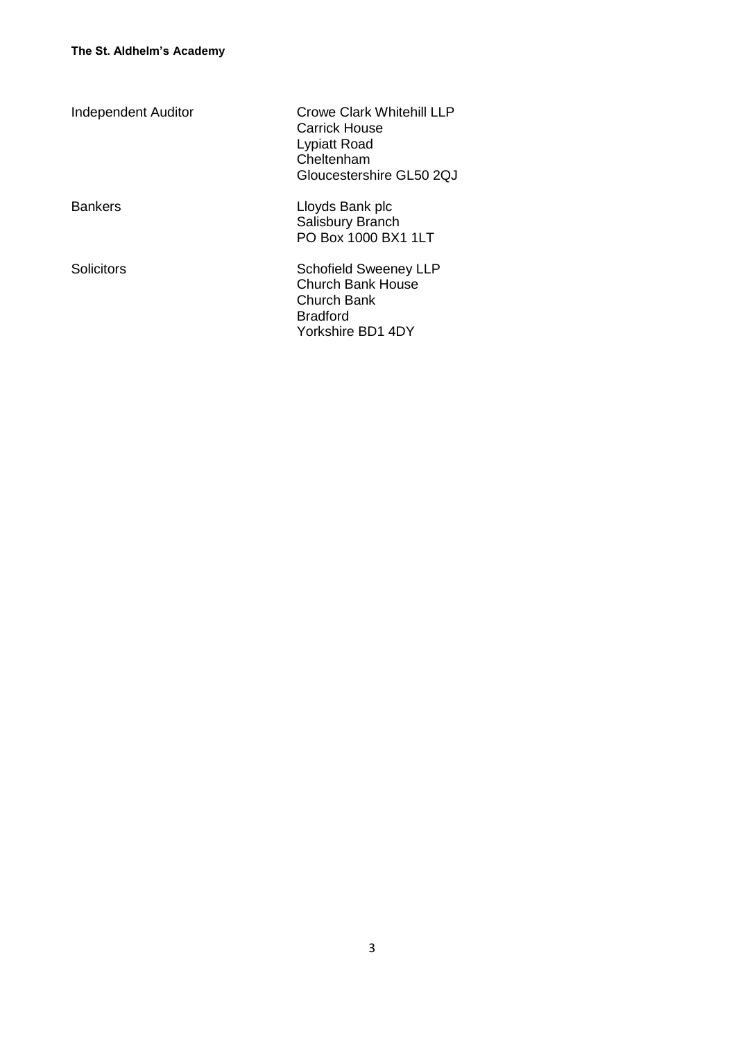| | |
|---|---|
| Independent Auditor | Crowe Clark Whitehill LLP<br>Carrick House<br>Lypiatt Road<br>Cheltenham<br>Gloucestershire GL50 2QJ |
| Bankers | Lloyds Bank plc<br>Salisbury Branch<br>PO Box 1000 BX1 1LT |
| Solicitors | Schofield Sweeney LLP<br>Church Bank House<br>Church Bank<br>Bradford<br>Yorkshire BD1 4DY |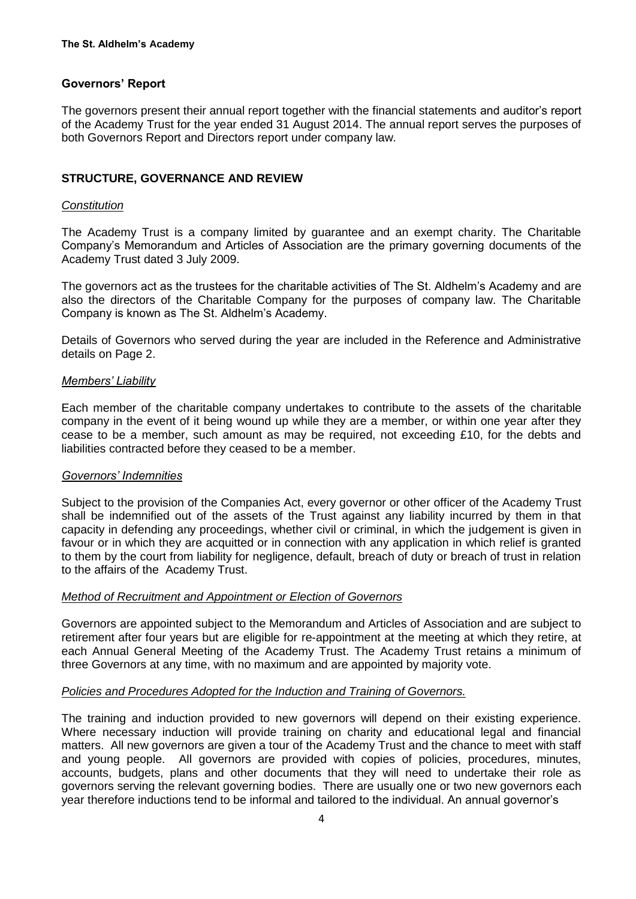## Governors' Report

The governors present their annual report together with the financial statements and auditor's report of the Academy Trust for the year ended 31 August 2014. The annual report serves the purposes of both Governors Report and Directors report under company law.

## STRUCTURE, GOVERNANCE AND REVIEW

### *Constitution*

The Academy Trust is a company limited by guarantee and an exempt charity. The Charitable Company's Memorandum and Articles of Association are the primary governing documents of the Academy Trust dated 3 July 2009.

The governors act as the trustees for the charitable activities of The St. Aldhelm's Academy and are also the directors of the Charitable Company for the purposes of company law. The Charitable Company is known as The St. Aldhelm's Academy.

Details of Governors who served during the year are included in the Reference and Administrative details on Page 2.

### *Members' Liability*

Each member of the charitable company undertakes to contribute to the assets of the charitable company in the event of it being wound up while they are a member, or within one year after they cease to be a member, such amount as may be required, not exceeding £10, for the debts and liabilities contracted before they ceased to be a member.

### *Governors' Indemnities*

Subject to the provision of the Companies Act, every governor or other officer of the Academy Trust shall be indemnified out of the assets of the Trust against any liability incurred by them in that capacity in defending any proceedings, whether civil or criminal, in which the judgement is given in favour or in which they are acquitted or in connection with any application in which relief is granted to them by the court from liability for negligence, default, breach of duty or breach of trust in relation to the affairs of the Academy Trust.

### *Method of Recruitment and Appointment or Election of Governors*

Governors are appointed subject to the Memorandum and Articles of Association and are subject to retirement after four years but are eligible for re-appointment at the meeting at which they retire, at each Annual General Meeting of the Academy Trust. The Academy Trust retains a minimum of three Governors at any time, with no maximum and are appointed by majority vote.

### *Policies and Procedures Adopted for the Induction and Training of Governors.*

The training and induction provided to new governors will depend on their existing experience. Where necessary induction will provide training on charity and educational legal and financial matters. All new governors are given a tour of the Academy Trust and the chance to meet with staff and young people. All governors are provided with copies of policies, procedures, minutes, accounts, budgets, plans and other documents that they will need to undertake their role as governors serving the relevant governing bodies. There are usually one or two new governors each year therefore inductions tend to be informal and tailored to the individual. An annual governor's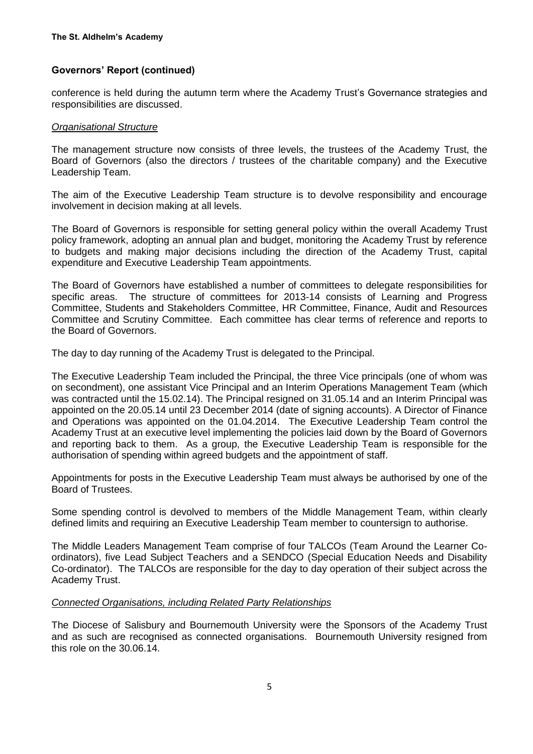## Governors' Report (continued)

conference is held during the autumn term where the Academy Trust's Governance strategies and responsibilities are discussed.

*Organisational Structure*

The management structure now consists of three levels, the trustees of the Academy Trust, the Board of Governors (also the directors / trustees of the charitable company) and the Executive Leadership Team.

The aim of the Executive Leadership Team structure is to devolve responsibility and encourage involvement in decision making at all levels.

The Board of Governors is responsible for setting general policy within the overall Academy Trust policy framework, adopting an annual plan and budget, monitoring the Academy Trust by reference to budgets and making major decisions including the direction of the Academy Trust, capital expenditure and Executive Leadership Team appointments.

The Board of Governors have established a number of committees to delegate responsibilities for specific areas. The structure of committees for 2013-14 consists of Learning and Progress Committee, Students and Stakeholders Committee, HR Committee, Finance, Audit and Resources Committee and Scrutiny Committee. Each committee has clear terms of reference and reports to the Board of Governors.

The day to day running of the Academy Trust is delegated to the Principal.

The Executive Leadership Team included the Principal, the three Vice principals (one of whom was on secondment), one assistant Vice Principal and an Interim Operations Management Team (which was contracted until the 15.02.14). The Principal resigned on 31.05.14 and an Interim Principal was appointed on the 20.05.14 until 23 December 2014 (date of signing accounts). A Director of Finance and Operations was appointed on the 01.04.2014. The Executive Leadership Team control the Academy Trust at an executive level implementing the policies laid down by the Board of Governors and reporting back to them. As a group, the Executive Leadership Team is responsible for the authorisation of spending within agreed budgets and the appointment of staff.

Appointments for posts in the Executive Leadership Team must always be authorised by one of the Board of Trustees.

Some spending control is devolved to members of the Middle Management Team, within clearly defined limits and requiring an Executive Leadership Team member to countersign to authorise.

The Middle Leaders Management Team comprise of four TALCOs (Team Around the Learner Co-ordinators), five Lead Subject Teachers and a SENDCO (Special Education Needs and Disability Co-ordinator). The TALCOs are responsible for the day to day operation of their subject across the Academy Trust.

*Connected Organisations, including Related Party Relationships*

The Diocese of Salisbury and Bournemouth University were the Sponsors of the Academy Trust and as such are recognised as connected organisations. Bournemouth University resigned from this role on the 30.06.14.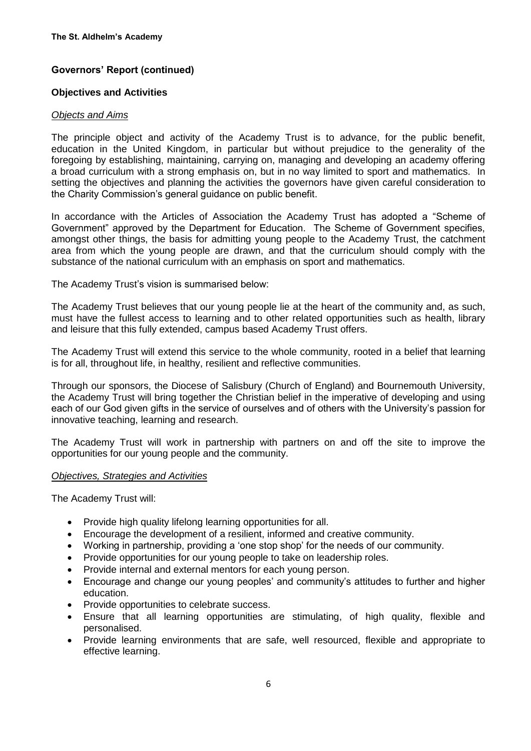## Governors' Report (continued)

### Objectives and Activities

#### *Objects and Aims*

The principle object and activity of the Academy Trust is to advance, for the public benefit, education in the United Kingdom, in particular but without prejudice to the generality of the foregoing by establishing, maintaining, carrying on, managing and developing an academy offering a broad curriculum with a strong emphasis on, but in no way limited to sport and mathematics. In setting the objectives and planning the activities the governors have given careful consideration to the Charity Commission's general guidance on public benefit.

In accordance with the Articles of Association the Academy Trust has adopted a "Scheme of Government" approved by the Department for Education. The Scheme of Government specifies, amongst other things, the basis for admitting young people to the Academy Trust, the catchment area from which the young people are drawn, and that the curriculum should comply with the substance of the national curriculum with an emphasis on sport and mathematics.

The Academy Trust's vision is summarised below:

The Academy Trust believes that our young people lie at the heart of the community and, as such, must have the fullest access to learning and to other related opportunities such as health, library and leisure that this fully extended, campus based Academy Trust offers.

The Academy Trust will extend this service to the whole community, rooted in a belief that learning is for all, throughout life, in healthy, resilient and reflective communities.

Through our sponsors, the Diocese of Salisbury (Church of England) and Bournemouth University, the Academy Trust will bring together the Christian belief in the imperative of developing and using each of our God given gifts in the service of ourselves and of others with the University's passion for innovative teaching, learning and research.

The Academy Trust will work in partnership with partners on and off the site to improve the opportunities for our young people and the community.

#### *Objectives, Strategies and Activities*

The Academy Trust will:

- Provide high quality lifelong learning opportunities for all.
- Encourage the development of a resilient, informed and creative community.
- Working in partnership, providing a 'one stop shop' for the needs of our community.
- Provide opportunities for our young people to take on leadership roles.
- Provide internal and external mentors for each young person.
- Encourage and change our young peoples' and community's attitudes to further and higher education.
- Provide opportunities to celebrate success.
- Ensure that all learning opportunities are stimulating, of high quality, flexible and personalised.
- Provide learning environments that are safe, well resourced, flexible and appropriate to effective learning.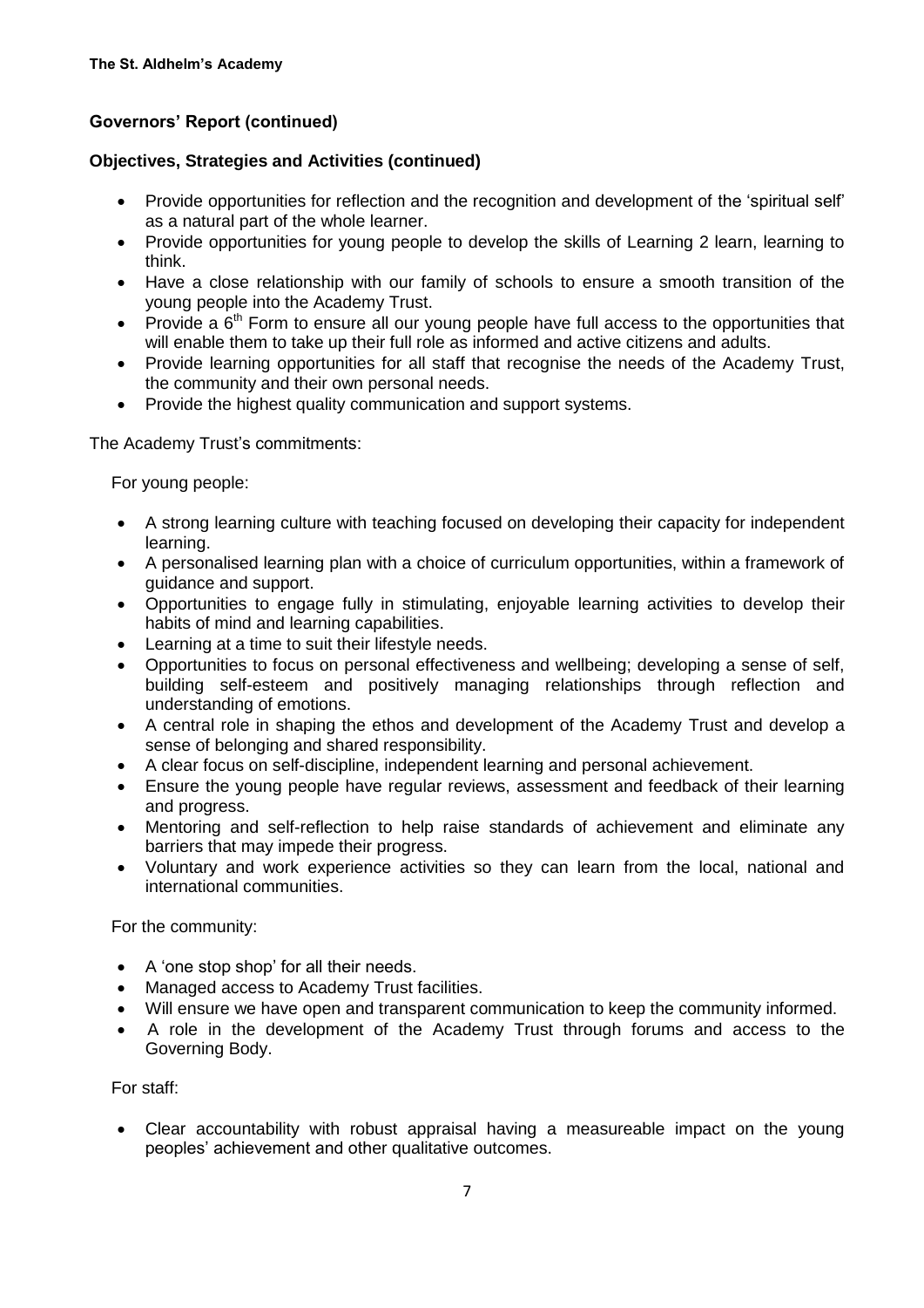## Governors' Report (continued)

### Objectives, Strategies and Activities (continued)

- Provide opportunities for reflection and the recognition and development of the 'spiritual self' as a natural part of the whole learner.
- Provide opportunities for young people to develop the skills of Learning 2 learn, learning to think.
- Have a close relationship with our family of schools to ensure a smooth transition of the young people into the Academy Trust.
- Provide a 6th Form to ensure all our young people have full access to the opportunities that will enable them to take up their full role as informed and active citizens and adults.
- Provide learning opportunities for all staff that recognise the needs of the Academy Trust, the community and their own personal needs.
- Provide the highest quality communication and support systems.

The Academy Trust's commitments:

For young people:

- A strong learning culture with teaching focused on developing their capacity for independent learning.
- A personalised learning plan with a choice of curriculum opportunities, within a framework of guidance and support.
- Opportunities to engage fully in stimulating, enjoyable learning activities to develop their habits of mind and learning capabilities.
- Learning at a time to suit their lifestyle needs.
- Opportunities to focus on personal effectiveness and wellbeing; developing a sense of self, building self-esteem and positively managing relationships through reflection and understanding of emotions.
- A central role in shaping the ethos and development of the Academy Trust and develop a sense of belonging and shared responsibility.
- A clear focus on self-discipline, independent learning and personal achievement.
- Ensure the young people have regular reviews, assessment and feedback of their learning and progress.
- Mentoring and self-reflection to help raise standards of achievement and eliminate any barriers that may impede their progress.
- Voluntary and work experience activities so they can learn from the local, national and international communities.

For the community:

- A 'one stop shop' for all their needs.
- Managed access to Academy Trust facilities.
- Will ensure we have open and transparent communication to keep the community informed.
- A role in the development of the Academy Trust through forums and access to the Governing Body.

For staff:

- Clear accountability with robust appraisal having a measureable impact on the young peoples' achievement and other qualitative outcomes.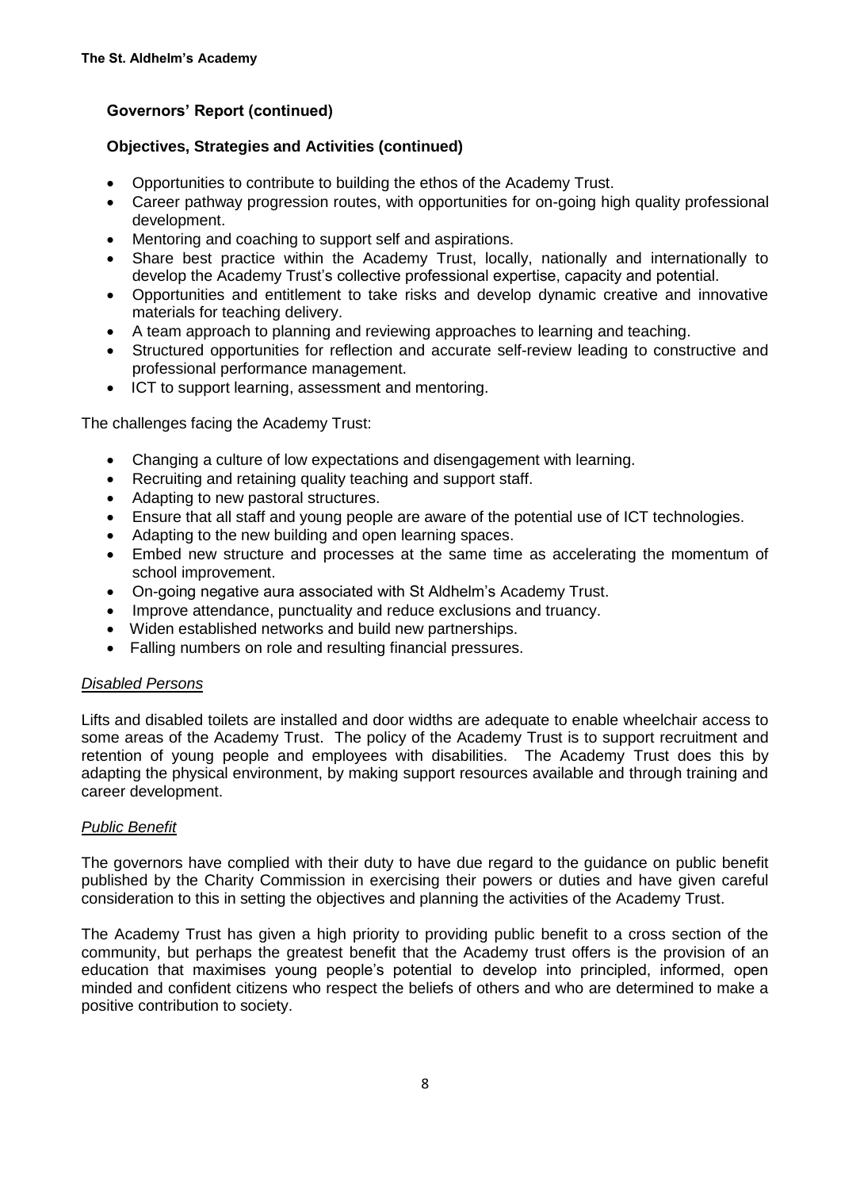## Governors' Report (continued)

### Objectives, Strategies and Activities (continued)

- Opportunities to contribute to building the ethos of the Academy Trust.
- Career pathway progression routes, with opportunities for on-going high quality professional development.
- Mentoring and coaching to support self and aspirations.
- Share best practice within the Academy Trust, locally, nationally and internationally to develop the Academy Trust's collective professional expertise, capacity and potential.
- Opportunities and entitlement to take risks and develop dynamic creative and innovative materials for teaching delivery.
- A team approach to planning and reviewing approaches to learning and teaching.
- Structured opportunities for reflection and accurate self-review leading to constructive and professional performance management.
- ICT to support learning, assessment and mentoring.

The challenges facing the Academy Trust:

- Changing a culture of low expectations and disengagement with learning.
- Recruiting and retaining quality teaching and support staff.
- Adapting to new pastoral structures.
- Ensure that all staff and young people are aware of the potential use of ICT technologies.
- Adapting to the new building and open learning spaces.
- Embed new structure and processes at the same time as accelerating the momentum of school improvement.
- On-going negative aura associated with St Aldhelm's Academy Trust.
- Improve attendance, punctuality and reduce exclusions and truancy.
- Widen established networks and build new partnerships.
- Falling numbers on role and resulting financial pressures.

#### *Disabled Persons*

Lifts and disabled toilets are installed and door widths are adequate to enable wheelchair access to some areas of the Academy Trust. The policy of the Academy Trust is to support recruitment and retention of young people and employees with disabilities. The Academy Trust does this by adapting the physical environment, by making support resources available and through training and career development.

#### *Public Benefit*

The governors have complied with their duty to have due regard to the guidance on public benefit published by the Charity Commission in exercising their powers or duties and have given careful consideration to this in setting the objectives and planning the activities of the Academy Trust.

The Academy Trust has given a high priority to providing public benefit to a cross section of the community, but perhaps the greatest benefit that the Academy trust offers is the provision of an education that maximises young people's potential to develop into principled, informed, open minded and confident citizens who respect the beliefs of others and who are determined to make a positive contribution to society.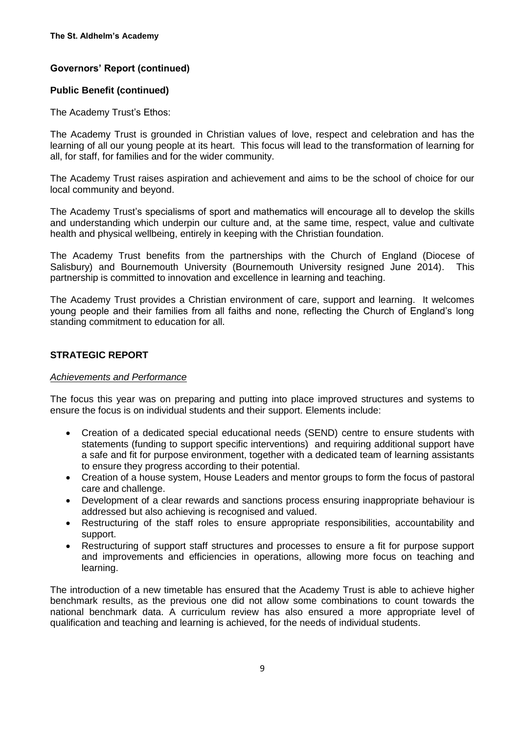## Governors' Report (continued)

### Public Benefit (continued)

The Academy Trust's Ethos:

The Academy Trust is grounded in Christian values of love, respect and celebration and has the learning of all our young people at its heart. This focus will lead to the transformation of learning for all, for staff, for families and for the wider community.

The Academy Trust raises aspiration and achievement and aims to be the school of choice for our local community and beyond.

The Academy Trust's specialisms of sport and mathematics will encourage all to develop the skills and understanding which underpin our culture and, at the same time, respect, value and cultivate health and physical wellbeing, entirely in keeping with the Christian foundation.

The Academy Trust benefits from the partnerships with the Church of England (Diocese of Salisbury) and Bournemouth University (Bournemouth University resigned June 2014). This partnership is committed to innovation and excellence in learning and teaching.

The Academy Trust provides a Christian environment of care, support and learning. It welcomes young people and their families from all faiths and none, reflecting the Church of England's long standing commitment to education for all.

## STRATEGIC REPORT

*Achievements and Performance*

The focus this year was on preparing and putting into place improved structures and systems to ensure the focus is on individual students and their support. Elements include:

- Creation of a dedicated special educational needs (SEND) centre to ensure students with statements (funding to support specific interventions) and requiring additional support have a safe and fit for purpose environment, together with a dedicated team of learning assistants to ensure they progress according to their potential.
- Creation of a house system, House Leaders and mentor groups to form the focus of pastoral care and challenge.
- Development of a clear rewards and sanctions process ensuring inappropriate behaviour is addressed but also achieving is recognised and valued.
- Restructuring of the staff roles to ensure appropriate responsibilities, accountability and support.
- Restructuring of support staff structures and processes to ensure a fit for purpose support and improvements and efficiencies in operations, allowing more focus on teaching and learning.

The introduction of a new timetable has ensured that the Academy Trust is able to achieve higher benchmark results, as the previous one did not allow some combinations to count towards the national benchmark data. A curriculum review has also ensured a more appropriate level of qualification and teaching and learning is achieved, for the needs of individual students.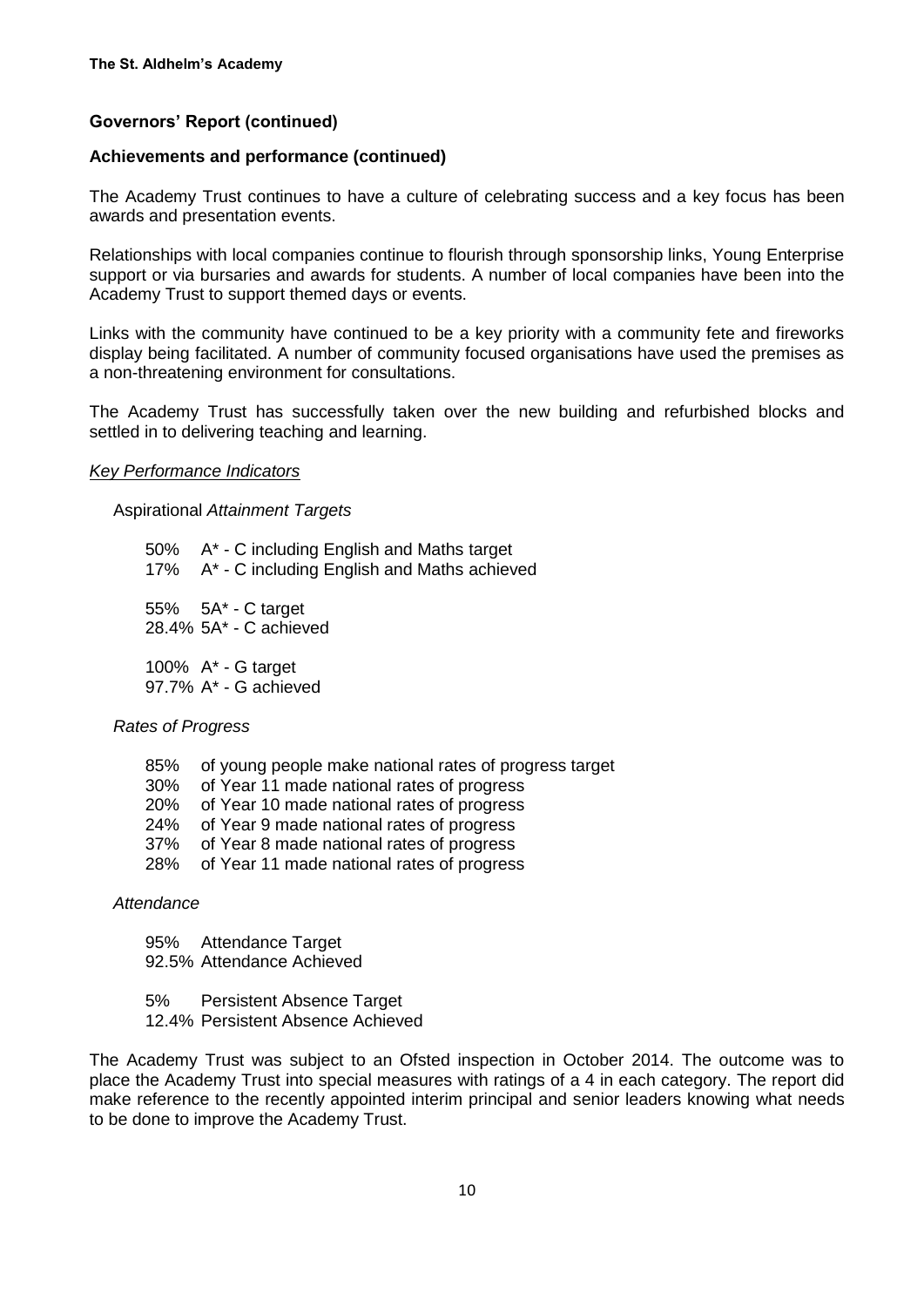## Governors' Report (continued)

### Achievements and performance (continued)

The Academy Trust continues to have a culture of celebrating success and a key focus has been awards and presentation events.

Relationships with local companies continue to flourish through sponsorship links, Young Enterprise support or via bursaries and awards for students. A number of local companies have been into the Academy Trust to support themed days or events.

Links with the community have continued to be a key priority with a community fete and fireworks display being facilitated. A number of community focused organisations have used the premises as a non-threatening environment for consultations.

The Academy Trust has successfully taken over the new building and refurbished blocks and settled in to delivering teaching and learning.

*Key Performance Indicators*

Aspirational *Attainment Targets*

50% A* - C including English and Maths target
17% A* - C including English and Maths achieved

55% 5A* - C target
28.4% 5A* - C achieved

100% A* - G target
97.7% A* - G achieved

*Rates of Progress*

85% of young people make national rates of progress target
30% of Year 11 made national rates of progress
20% of Year 10 made national rates of progress
24% of Year 9 made national rates of progress
37% of Year 8 made national rates of progress
28% of Year 11 made national rates of progress

*Attendance*

95% Attendance Target
92.5% Attendance Achieved

5% Persistent Absence Target
12.4% Persistent Absence Achieved

The Academy Trust was subject to an Ofsted inspection in October 2014. The outcome was to place the Academy Trust into special measures with ratings of a 4 in each category. The report did make reference to the recently appointed interim principal and senior leaders knowing what needs to be done to improve the Academy Trust.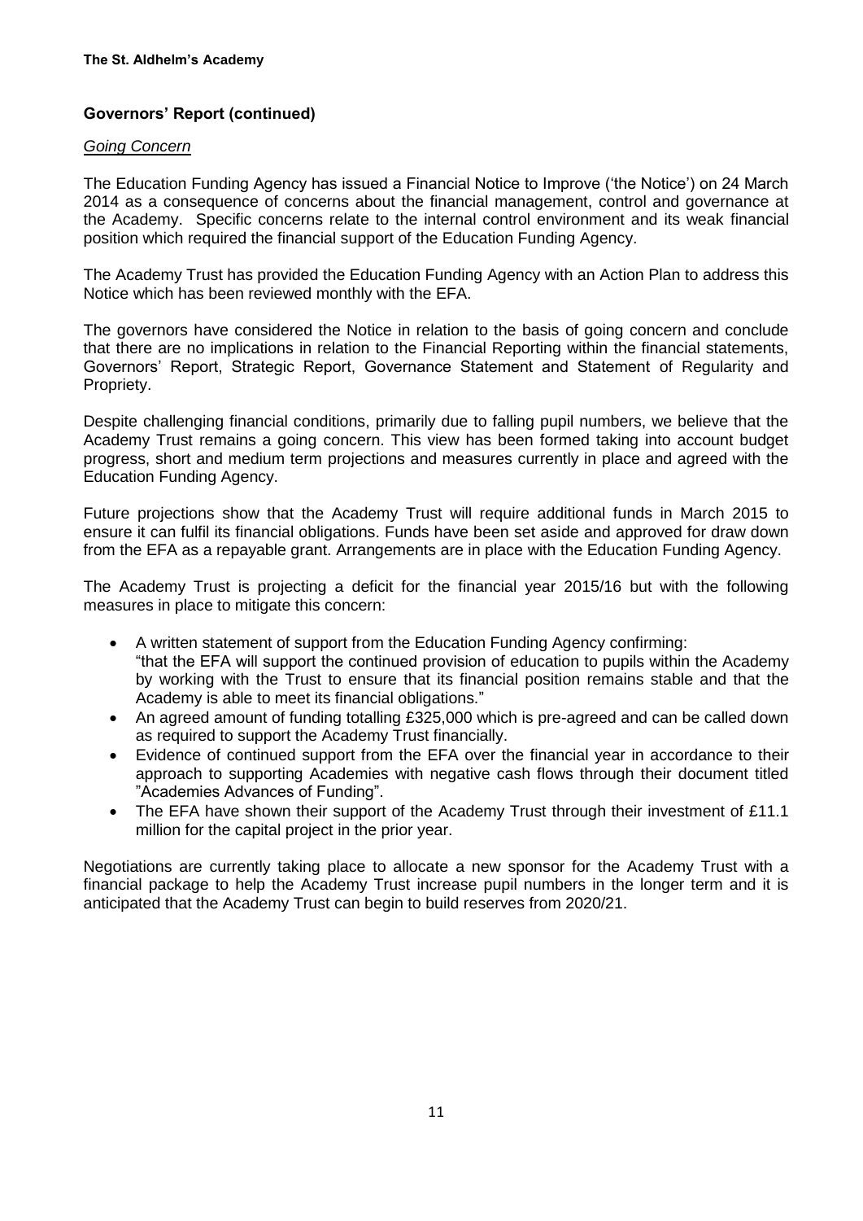## Governors' Report (continued)

*Going Concern*

The Education Funding Agency has issued a Financial Notice to Improve ('the Notice') on 24 March 2014 as a consequence of concerns about the financial management, control and governance at the Academy. Specific concerns relate to the internal control environment and its weak financial position which required the financial support of the Education Funding Agency.

The Academy Trust has provided the Education Funding Agency with an Action Plan to address this Notice which has been reviewed monthly with the EFA.

The governors have considered the Notice in relation to the basis of going concern and conclude that there are no implications in relation to the Financial Reporting within the financial statements, Governors' Report, Strategic Report, Governance Statement and Statement of Regularity and Propriety.

Despite challenging financial conditions, primarily due to falling pupil numbers, we believe that the Academy Trust remains a going concern. This view has been formed taking into account budget progress, short and medium term projections and measures currently in place and agreed with the Education Funding Agency.

Future projections show that the Academy Trust will require additional funds in March 2015 to ensure it can fulfil its financial obligations. Funds have been set aside and approved for draw down from the EFA as a repayable grant. Arrangements are in place with the Education Funding Agency.

The Academy Trust is projecting a deficit for the financial year 2015/16 but with the following measures in place to mitigate this concern:

- A written statement of support from the Education Funding Agency confirming: "that the EFA will support the continued provision of education to pupils within the Academy by working with the Trust to ensure that its financial position remains stable and that the Academy is able to meet its financial obligations."
- An agreed amount of funding totalling £325,000 which is pre-agreed and can be called down as required to support the Academy Trust financially.
- Evidence of continued support from the EFA over the financial year in accordance to their approach to supporting Academies with negative cash flows through their document titled "Academies Advances of Funding".
- The EFA have shown their support of the Academy Trust through their investment of £11.1 million for the capital project in the prior year.

Negotiations are currently taking place to allocate a new sponsor for the Academy Trust with a financial package to help the Academy Trust increase pupil numbers in the longer term and it is anticipated that the Academy Trust can begin to build reserves from 2020/21.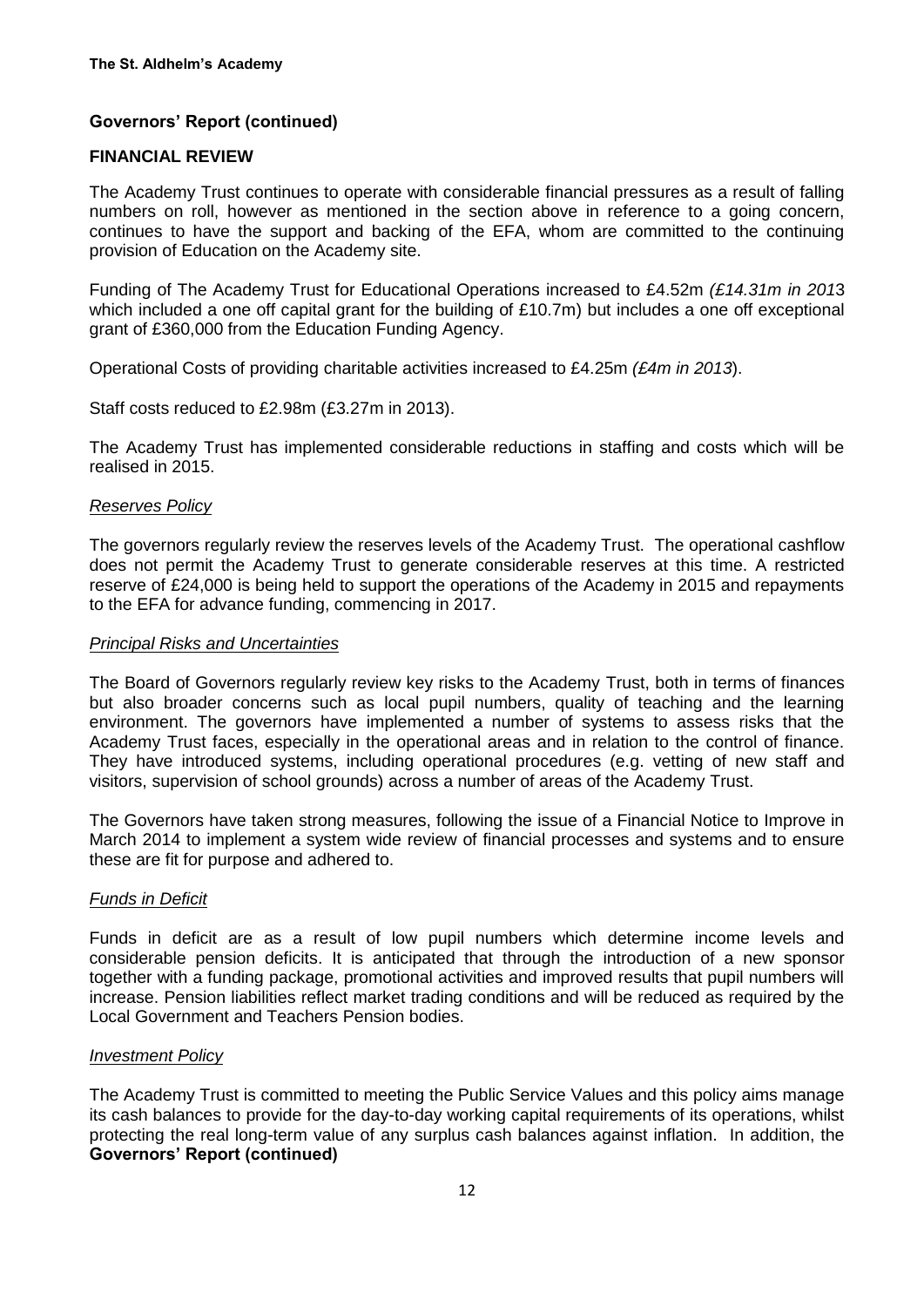**The St. Aldhelm's Academy**

## Governors' Report (continued)

### FINANCIAL REVIEW

The Academy Trust continues to operate with considerable financial pressures as a result of falling numbers on roll, however as mentioned in the section above in reference to a going concern, continues to have the support and backing of the EFA, whom are committed to the continuing provision of Education on the Academy site.

Funding of The Academy Trust for Educational Operations increased to £4.52m *(£14.31m in 201*3 which included a one off capital grant for the building of £10.7m) but includes a one off exceptional grant of £360,000 from the Education Funding Agency.

Operational Costs of providing charitable activities increased to £4.25m *(£4m in 2013*).

Staff costs reduced to £2.98m (£3.27m in 2013).

The Academy Trust has implemented considerable reductions in staffing and costs which will be realised in 2015.

#### *Reserves Policy*

The governors regularly review the reserves levels of the Academy Trust. The operational cashflow does not permit the Academy Trust to generate considerable reserves at this time. A restricted reserve of £24,000 is being held to support the operations of the Academy in 2015 and repayments to the EFA for advance funding, commencing in 2017.

#### *Principal Risks and Uncertainties*

The Board of Governors regularly review key risks to the Academy Trust, both in terms of finances but also broader concerns such as local pupil numbers, quality of teaching and the learning environment. The governors have implemented a number of systems to assess risks that the Academy Trust faces, especially in the operational areas and in relation to the control of finance. They have introduced systems, including operational procedures (e.g. vetting of new staff and visitors, supervision of school grounds) across a number of areas of the Academy Trust.

The Governors have taken strong measures, following the issue of a Financial Notice to Improve in March 2014 to implement a system wide review of financial processes and systems and to ensure these are fit for purpose and adhered to.

#### *Funds in Deficit*

Funds in deficit are as a result of low pupil numbers which determine income levels and considerable pension deficits. It is anticipated that through the introduction of a new sponsor together with a funding package, promotional activities and improved results that pupil numbers will increase. Pension liabilities reflect market trading conditions and will be reduced as required by the Local Government and Teachers Pension bodies.

#### *Investment Policy*

The Academy Trust is committed to meeting the Public Service Values and this policy aims manage its cash balances to provide for the day-to-day working capital requirements of its operations, whilst protecting the real long-term value of any surplus cash balances against inflation. In addition, the

## Governors' Report (continued)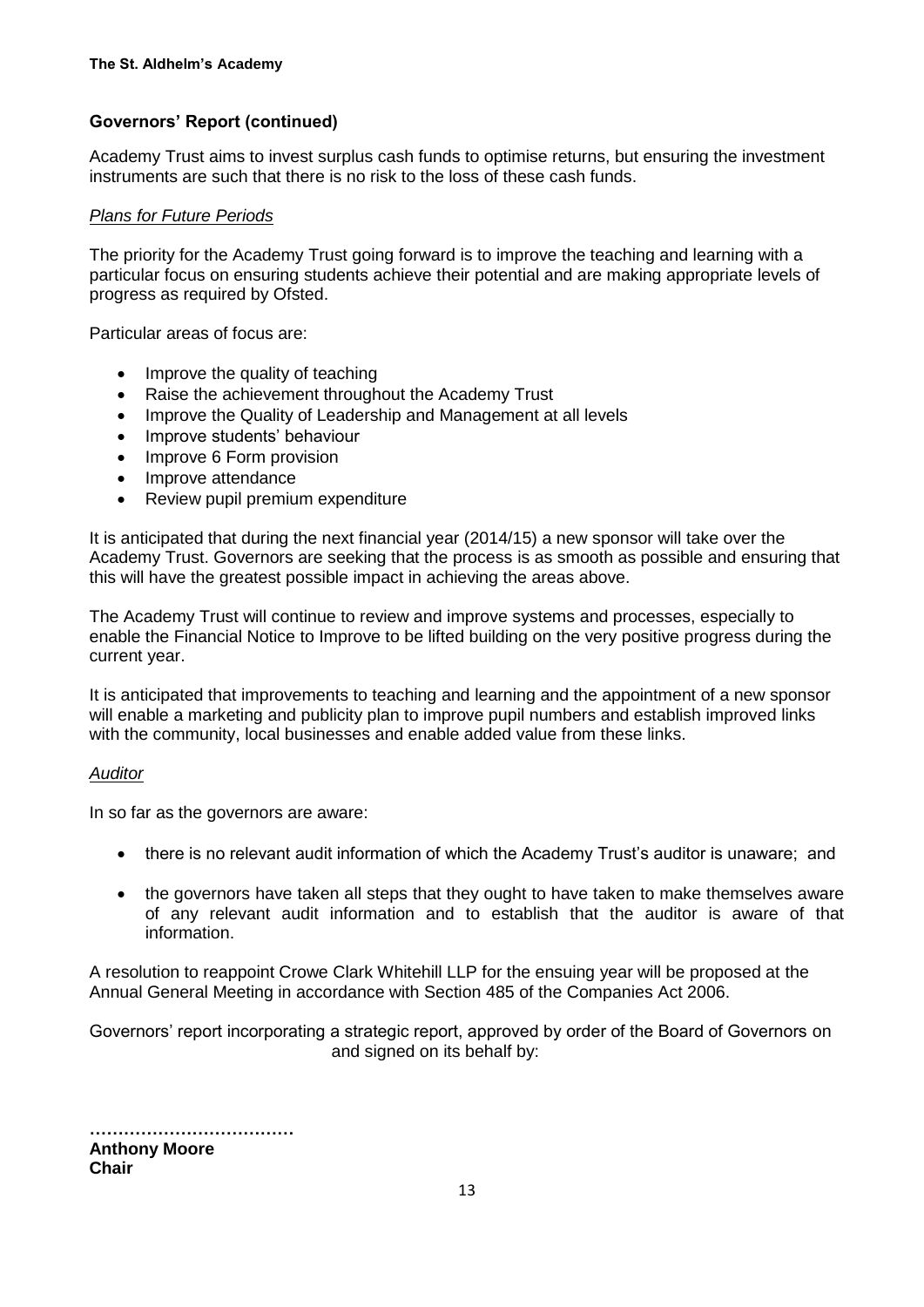## Governors' Report (continued)

Academy Trust aims to invest surplus cash funds to optimise returns, but ensuring the investment instruments are such that there is no risk to the loss of these cash funds.

*Plans for Future Periods*

The priority for the Academy Trust going forward is to improve the teaching and learning with a particular focus on ensuring students achieve their potential and are making appropriate levels of progress as required by Ofsted.

Particular areas of focus are:

- Improve the quality of teaching
- Raise the achievement throughout the Academy Trust
- Improve the Quality of Leadership and Management at all levels
- Improve students' behaviour
- Improve 6 Form provision
- Improve attendance
- Review pupil premium expenditure

It is anticipated that during the next financial year (2014/15) a new sponsor will take over the Academy Trust. Governors are seeking that the process is as smooth as possible and ensuring that this will have the greatest possible impact in achieving the areas above.

The Academy Trust will continue to review and improve systems and processes, especially to enable the Financial Notice to Improve to be lifted building on the very positive progress during the current year.

It is anticipated that improvements to teaching and learning and the appointment of a new sponsor will enable a marketing and publicity plan to improve pupil numbers and establish improved links with the community, local businesses and enable added value from these links.

*Auditor*

In so far as the governors are aware:

- there is no relevant audit information of which the Academy Trust's auditor is unaware; and
- the governors have taken all steps that they ought to have taken to make themselves aware of any relevant audit information and to establish that the auditor is aware of that information.

A resolution to reappoint Crowe Clark Whitehill LLP for the ensuing year will be proposed at the Annual General Meeting in accordance with Section 485 of the Companies Act 2006.

Governors' report incorporating a strategic report, approved by order of the Board of Governors on and signed on its behalf by:

………………………………
**Anthony Moore**
**Chair**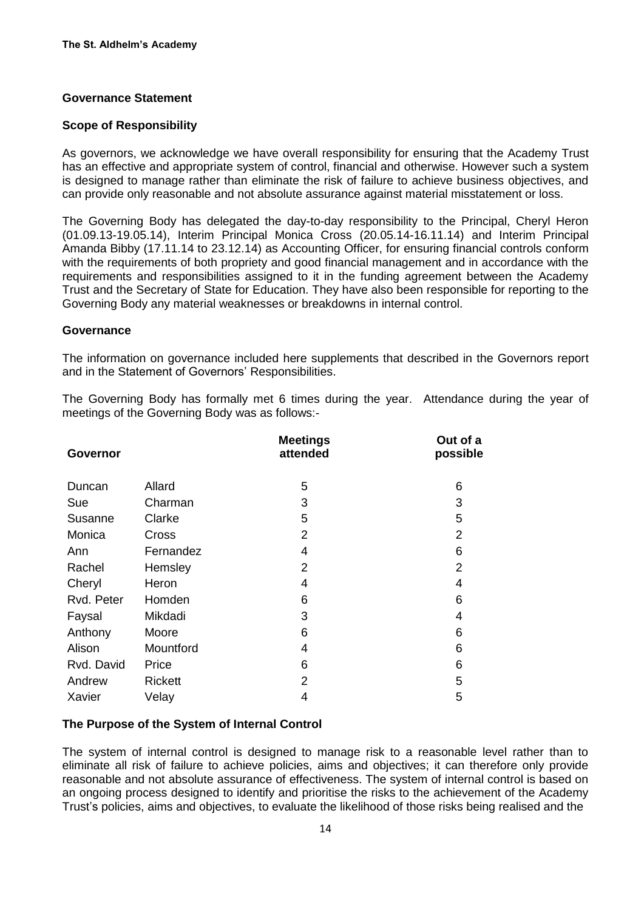## Governance Statement

### Scope of Responsibility

As governors, we acknowledge we have overall responsibility for ensuring that the Academy Trust has an effective and appropriate system of control, financial and otherwise. However such a system is designed to manage rather than eliminate the risk of failure to achieve business objectives, and can provide only reasonable and not absolute assurance against material misstatement or loss.

The Governing Body has delegated the day-to-day responsibility to the Principal, Cheryl Heron (01.09.13-19.05.14), Interim Principal Monica Cross (20.05.14-16.11.14) and Interim Principal Amanda Bibby (17.11.14 to 23.12.14) as Accounting Officer, for ensuring financial controls conform with the requirements of both propriety and good financial management and in accordance with the requirements and responsibilities assigned to it in the funding agreement between the Academy Trust and the Secretary of State for Education. They have also been responsible for reporting to the Governing Body any material weaknesses or breakdowns in internal control.

### Governance

The information on governance included here supplements that described in the Governors report and in the Statement of Governors' Responsibilities.

The Governing Body has formally met 6 times during the year. Attendance during the year of meetings of the Governing Body was as follows:-

| Governor | | Meetings attended | Out of a possible |
|---|---|---|---|
| Duncan | Allard | 5 | 6 |
| Sue | Charman | 3 | 3 |
| Susanne | Clarke | 5 | 5 |
| Monica | Cross | 2 | 2 |
| Ann | Fernandez | 4 | 6 |
| Rachel | Hemsley | 2 | 2 |
| Cheryl | Heron | 4 | 4 |
| Rvd. Peter | Homden | 6 | 6 |
| Faysal | Mikdadi | 3 | 4 |
| Anthony | Moore | 6 | 6 |
| Alison | Mountford | 4 | 6 |
| Rvd. David | Price | 6 | 6 |
| Andrew | Rickett | 2 | 5 |
| Xavier | Velay | 4 | 5 |

### The Purpose of the System of Internal Control

The system of internal control is designed to manage risk to a reasonable level rather than to eliminate all risk of failure to achieve policies, aims and objectives; it can therefore only provide reasonable and not absolute assurance of effectiveness. The system of internal control is based on an ongoing process designed to identify and prioritise the risks to the achievement of the Academy Trust's policies, aims and objectives, to evaluate the likelihood of those risks being realised and the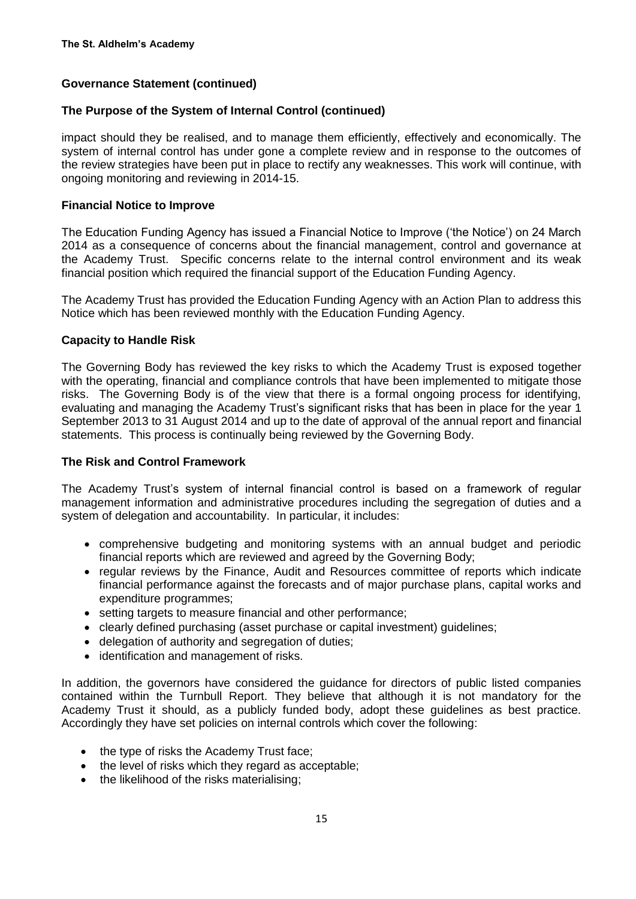## Governance Statement (continued)

### The Purpose of the System of Internal Control (continued)

impact should they be realised, and to manage them efficiently, effectively and economically. The system of internal control has under gone a complete review and in response to the outcomes of the review strategies have been put in place to rectify any weaknesses. This work will continue, with ongoing monitoring and reviewing in 2014-15.

### Financial Notice to Improve

The Education Funding Agency has issued a Financial Notice to Improve ('the Notice') on 24 March 2014 as a consequence of concerns about the financial management, control and governance at the Academy Trust. Specific concerns relate to the internal control environment and its weak financial position which required the financial support of the Education Funding Agency.

The Academy Trust has provided the Education Funding Agency with an Action Plan to address this Notice which has been reviewed monthly with the Education Funding Agency.

### Capacity to Handle Risk

The Governing Body has reviewed the key risks to which the Academy Trust is exposed together with the operating, financial and compliance controls that have been implemented to mitigate those risks. The Governing Body is of the view that there is a formal ongoing process for identifying, evaluating and managing the Academy Trust's significant risks that has been in place for the year 1 September 2013 to 31 August 2014 and up to the date of approval of the annual report and financial statements. This process is continually being reviewed by the Governing Body.

### The Risk and Control Framework

The Academy Trust's system of internal financial control is based on a framework of regular management information and administrative procedures including the segregation of duties and a system of delegation and accountability. In particular, it includes:

- comprehensive budgeting and monitoring systems with an annual budget and periodic financial reports which are reviewed and agreed by the Governing Body;
- regular reviews by the Finance, Audit and Resources committee of reports which indicate financial performance against the forecasts and of major purchase plans, capital works and expenditure programmes;
- setting targets to measure financial and other performance;
- clearly defined purchasing (asset purchase or capital investment) guidelines;
- delegation of authority and segregation of duties;
- identification and management of risks.

In addition, the governors have considered the guidance for directors of public listed companies contained within the Turnbull Report. They believe that although it is not mandatory for the Academy Trust it should, as a publicly funded body, adopt these guidelines as best practice. Accordingly they have set policies on internal controls which cover the following:

- the type of risks the Academy Trust face;
- the level of risks which they regard as acceptable;
- the likelihood of the risks materialising;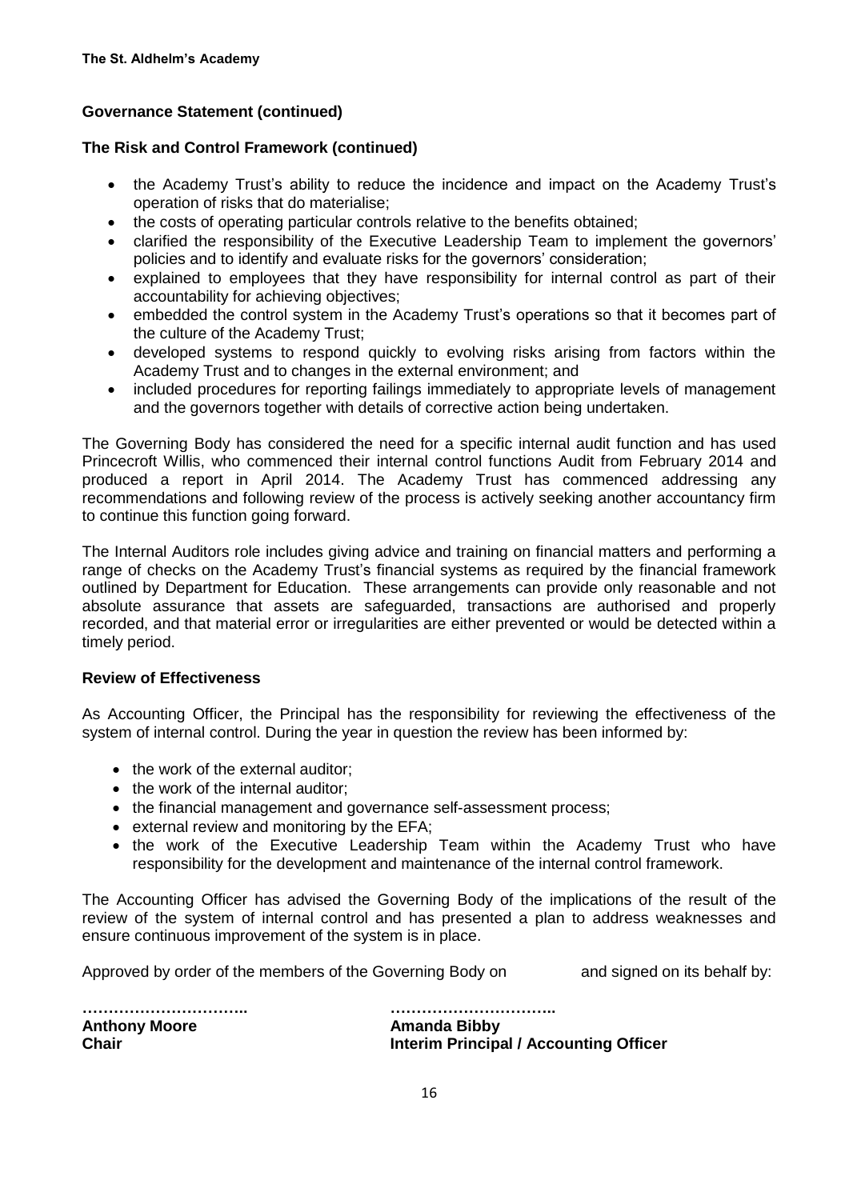**The St. Aldhelm's Academy**

## Governance Statement (continued)

### The Risk and Control Framework (continued)

- the Academy Trust's ability to reduce the incidence and impact on the Academy Trust's operation of risks that do materialise;
- the costs of operating particular controls relative to the benefits obtained;
- clarified the responsibility of the Executive Leadership Team to implement the governors' policies and to identify and evaluate risks for the governors' consideration;
- explained to employees that they have responsibility for internal control as part of their accountability for achieving objectives;
- embedded the control system in the Academy Trust's operations so that it becomes part of the culture of the Academy Trust;
- developed systems to respond quickly to evolving risks arising from factors within the Academy Trust and to changes in the external environment; and
- included procedures for reporting failings immediately to appropriate levels of management and the governors together with details of corrective action being undertaken.

The Governing Body has considered the need for a specific internal audit function and has used Princecroft Willis, who commenced their internal control functions Audit from February 2014 and produced a report in April 2014. The Academy Trust has commenced addressing any recommendations and following review of the process is actively seeking another accountancy firm to continue this function going forward.

The Internal Auditors role includes giving advice and training on financial matters and performing a range of checks on the Academy Trust's financial systems as required by the financial framework outlined by Department for Education. These arrangements can provide only reasonable and not absolute assurance that assets are safeguarded, transactions are authorised and properly recorded, and that material error or irregularities are either prevented or would be detected within a timely period.

### Review of Effectiveness

As Accounting Officer, the Principal has the responsibility for reviewing the effectiveness of the system of internal control. During the year in question the review has been informed by:

- the work of the external auditor;
- the work of the internal auditor;
- the financial management and governance self-assessment process;
- external review and monitoring by the EFA;
- the work of the Executive Leadership Team within the Academy Trust who have responsibility for the development and maintenance of the internal control framework.

The Accounting Officer has advised the Governing Body of the implications of the result of the review of the system of internal control and has presented a plan to address weaknesses and ensure continuous improvement of the system is in place.

Approved by order of the members of the Governing Body on and signed on its behalf by:

| ………………………….. | ………………………….. |
|---|---|
| **Anthony Moore** | **Amanda Bibby** |
| **Chair** | **Interim Principal / Accounting Officer** |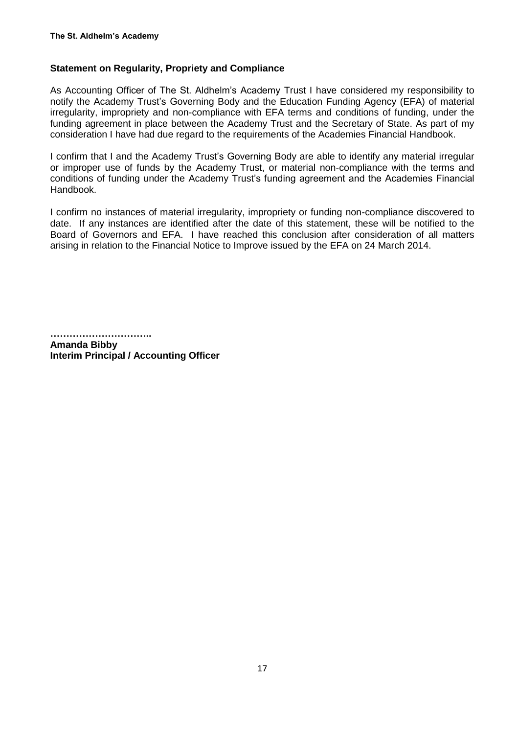## Statement on Regularity, Propriety and Compliance

As Accounting Officer of The St. Aldhelm's Academy Trust I have considered my responsibility to notify the Academy Trust's Governing Body and the Education Funding Agency (EFA) of material irregularity, impropriety and non-compliance with EFA terms and conditions of funding, under the funding agreement in place between the Academy Trust and the Secretary of State. As part of my consideration I have had due regard to the requirements of the Academies Financial Handbook.

I confirm that I and the Academy Trust's Governing Body are able to identify any material irregular or improper use of funds by the Academy Trust, or material non-compliance with the terms and conditions of funding under the Academy Trust's funding agreement and the Academies Financial Handbook.

I confirm no instances of material irregularity, impropriety or funding non-compliance discovered to date. If any instances are identified after the date of this statement, these will be notified to the Board of Governors and EFA. I have reached this conclusion after consideration of all matters arising in relation to the Financial Notice to Improve issued by the EFA on 24 March 2014.

**…………………………..**
**Amanda Bibby**
**Interim Principal / Accounting Officer**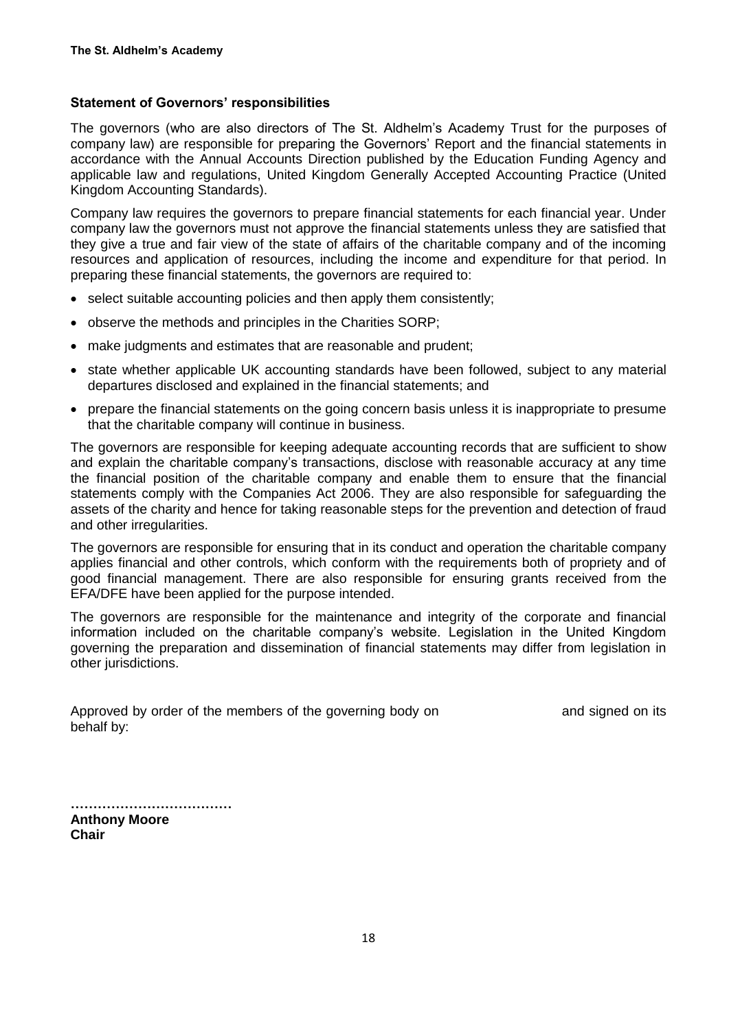## Statement of Governors' responsibilities

The governors (who are also directors of The St. Aldhelm's Academy Trust for the purposes of company law) are responsible for preparing the Governors' Report and the financial statements in accordance with the Annual Accounts Direction published by the Education Funding Agency and applicable law and regulations, United Kingdom Generally Accepted Accounting Practice (United Kingdom Accounting Standards).

Company law requires the governors to prepare financial statements for each financial year. Under company law the governors must not approve the financial statements unless they are satisfied that they give a true and fair view of the state of affairs of the charitable company and of the incoming resources and application of resources, including the income and expenditure for that period. In preparing these financial statements, the governors are required to:

- select suitable accounting policies and then apply them consistently;
- observe the methods and principles in the Charities SORP;
- make judgments and estimates that are reasonable and prudent;
- state whether applicable UK accounting standards have been followed, subject to any material departures disclosed and explained in the financial statements; and
- prepare the financial statements on the going concern basis unless it is inappropriate to presume that the charitable company will continue in business.

The governors are responsible for keeping adequate accounting records that are sufficient to show and explain the charitable company's transactions, disclose with reasonable accuracy at any time the financial position of the charitable company and enable them to ensure that the financial statements comply with the Companies Act 2006. They are also responsible for safeguarding the assets of the charity and hence for taking reasonable steps for the prevention and detection of fraud and other irregularities.

The governors are responsible for ensuring that in its conduct and operation the charitable company applies financial and other controls, which conform with the requirements both of propriety and of good financial management. There are also responsible for ensuring grants received from the EFA/DFE have been applied for the purpose intended.

The governors are responsible for the maintenance and integrity of the corporate and financial information included on the charitable company's website. Legislation in the United Kingdom governing the preparation and dissemination of financial statements may differ from legislation in other jurisdictions.

Approved by order of the members of the governing body on and signed on its behalf by:

………………………………
**Anthony Moore**
**Chair**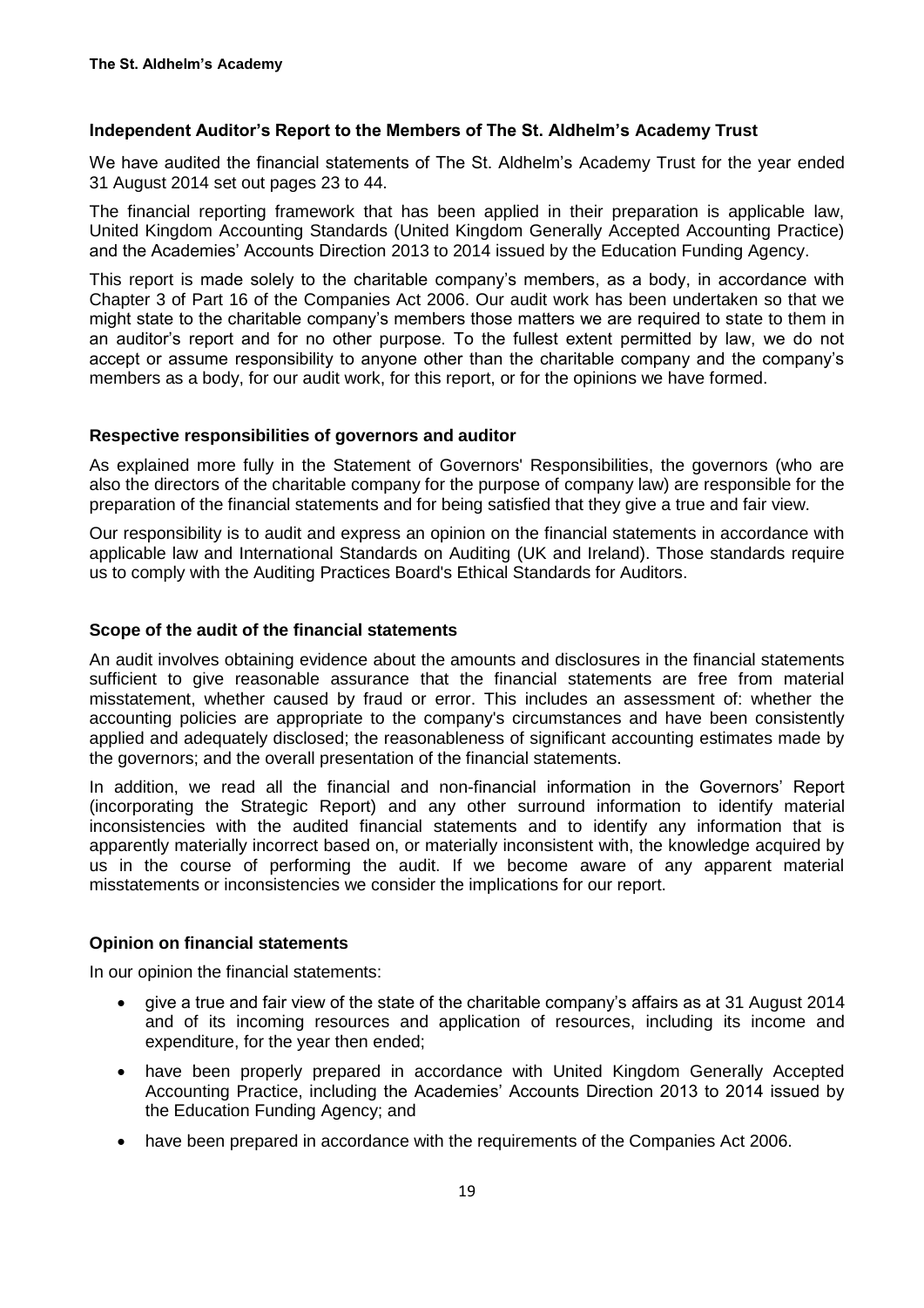## Independent Auditor's Report to the Members of The St. Aldhelm's Academy Trust

We have audited the financial statements of The St. Aldhelm's Academy Trust for the year ended 31 August 2014 set out pages 23 to 44.

The financial reporting framework that has been applied in their preparation is applicable law, United Kingdom Accounting Standards (United Kingdom Generally Accepted Accounting Practice) and the Academies' Accounts Direction 2013 to 2014 issued by the Education Funding Agency.

This report is made solely to the charitable company's members, as a body, in accordance with Chapter 3 of Part 16 of the Companies Act 2006. Our audit work has been undertaken so that we might state to the charitable company's members those matters we are required to state to them in an auditor's report and for no other purpose. To the fullest extent permitted by law, we do not accept or assume responsibility to anyone other than the charitable company and the company's members as a body, for our audit work, for this report, or for the opinions we have formed.

### Respective responsibilities of governors and auditor

As explained more fully in the Statement of Governors' Responsibilities, the governors (who are also the directors of the charitable company for the purpose of company law) are responsible for the preparation of the financial statements and for being satisfied that they give a true and fair view.

Our responsibility is to audit and express an opinion on the financial statements in accordance with applicable law and International Standards on Auditing (UK and Ireland). Those standards require us to comply with the Auditing Practices Board's Ethical Standards for Auditors.

### Scope of the audit of the financial statements

An audit involves obtaining evidence about the amounts and disclosures in the financial statements sufficient to give reasonable assurance that the financial statements are free from material misstatement, whether caused by fraud or error. This includes an assessment of: whether the accounting policies are appropriate to the company's circumstances and have been consistently applied and adequately disclosed; the reasonableness of significant accounting estimates made by the governors; and the overall presentation of the financial statements.

In addition, we read all the financial and non-financial information in the Governors' Report (incorporating the Strategic Report) and any other surround information to identify material inconsistencies with the audited financial statements and to identify any information that is apparently materially incorrect based on, or materially inconsistent with, the knowledge acquired by us in the course of performing the audit. If we become aware of any apparent material misstatements or inconsistencies we consider the implications for our report.

### Opinion on financial statements

In our opinion the financial statements:

- give a true and fair view of the state of the charitable company's affairs as at 31 August 2014 and of its incoming resources and application of resources, including its income and expenditure, for the year then ended;
- have been properly prepared in accordance with United Kingdom Generally Accepted Accounting Practice, including the Academies' Accounts Direction 2013 to 2014 issued by the Education Funding Agency; and
- have been prepared in accordance with the requirements of the Companies Act 2006.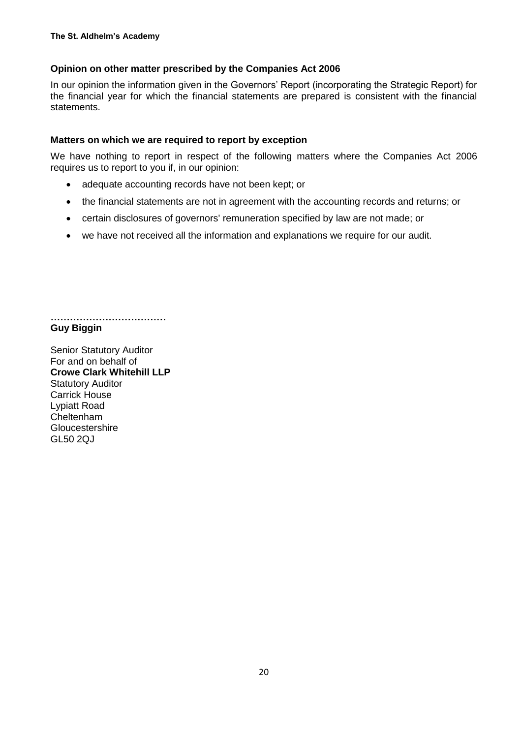### Opinion on other matter prescribed by the Companies Act 2006

In our opinion the information given in the Governors' Report (incorporating the Strategic Report) for the financial year for which the financial statements are prepared is consistent with the financial statements.

### Matters on which we are required to report by exception

We have nothing to report in respect of the following matters where the Companies Act 2006 requires us to report to you if, in our opinion:

- adequate accounting records have not been kept; or
- the financial statements are not in agreement with the accounting records and returns; or
- certain disclosures of governors' remuneration specified by law are not made; or
- we have not received all the information and explanations we require for our audit.

**………………………………**
**Guy Biggin**

Senior Statutory Auditor
For and on behalf of
**Crowe Clark Whitehill LLP**
Statutory Auditor
Carrick House
Lypiatt Road
Cheltenham
Gloucestershire
GL50 2QJ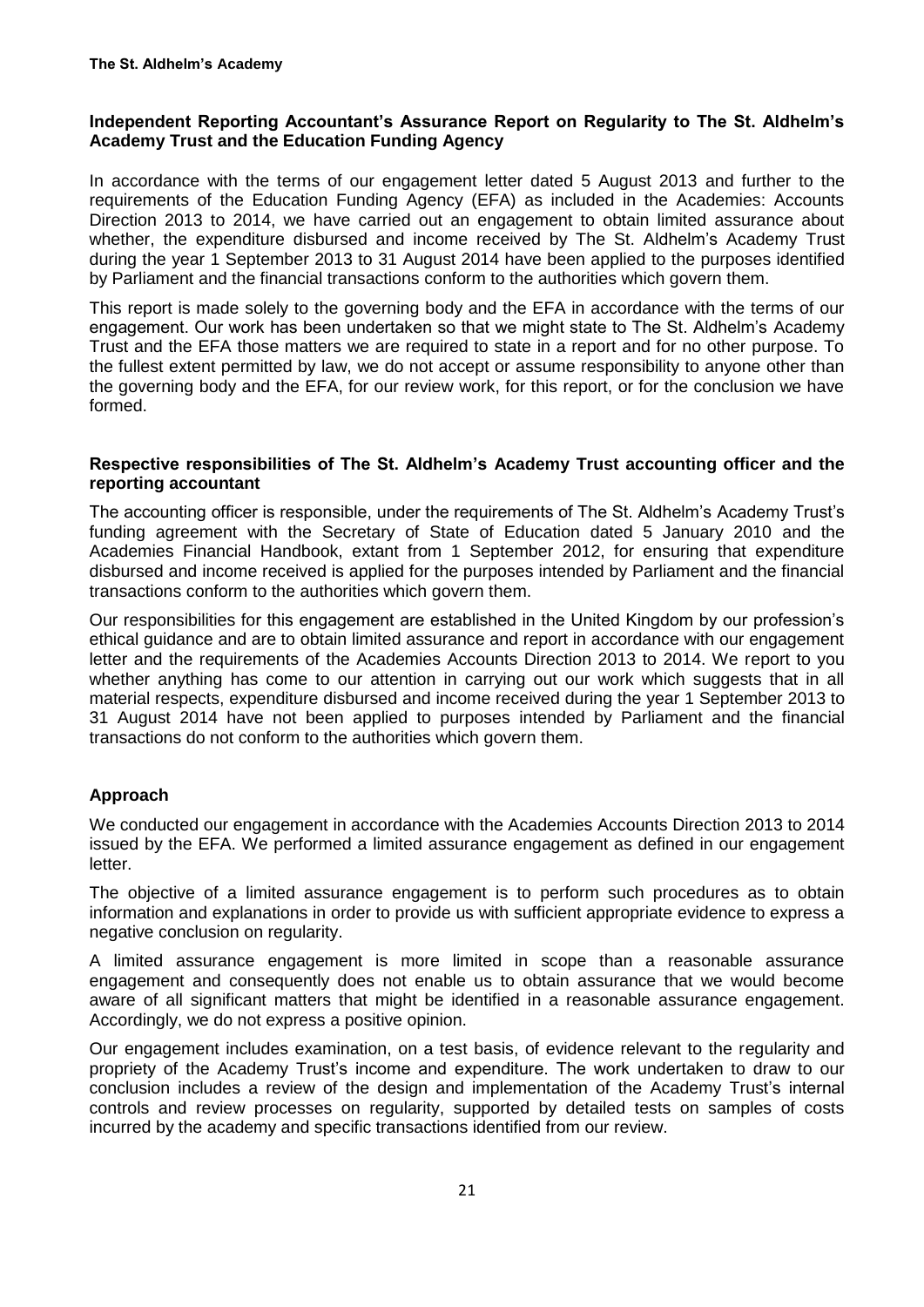## Independent Reporting Accountant's Assurance Report on Regularity to The St. Aldhelm's Academy Trust and the Education Funding Agency

In accordance with the terms of our engagement letter dated 5 August 2013 and further to the requirements of the Education Funding Agency (EFA) as included in the Academies: Accounts Direction 2013 to 2014, we have carried out an engagement to obtain limited assurance about whether, the expenditure disbursed and income received by The St. Aldhelm's Academy Trust during the year 1 September 2013 to 31 August 2014 have been applied to the purposes identified by Parliament and the financial transactions conform to the authorities which govern them.

This report is made solely to the governing body and the EFA in accordance with the terms of our engagement. Our work has been undertaken so that we might state to The St. Aldhelm's Academy Trust and the EFA those matters we are required to state in a report and for no other purpose. To the fullest extent permitted by law, we do not accept or assume responsibility to anyone other than the governing body and the EFA, for our review work, for this report, or for the conclusion we have formed.

### Respective responsibilities of The St. Aldhelm's Academy Trust accounting officer and the reporting accountant

The accounting officer is responsible, under the requirements of The St. Aldhelm's Academy Trust's funding agreement with the Secretary of State of Education dated 5 January 2010 and the Academies Financial Handbook, extant from 1 September 2012, for ensuring that expenditure disbursed and income received is applied for the purposes intended by Parliament and the financial transactions conform to the authorities which govern them.

Our responsibilities for this engagement are established in the United Kingdom by our profession's ethical guidance and are to obtain limited assurance and report in accordance with our engagement letter and the requirements of the Academies Accounts Direction 2013 to 2014. We report to you whether anything has come to our attention in carrying out our work which suggests that in all material respects, expenditure disbursed and income received during the year 1 September 2013 to 31 August 2014 have not been applied to purposes intended by Parliament and the financial transactions do not conform to the authorities which govern them.

### Approach

We conducted our engagement in accordance with the Academies Accounts Direction 2013 to 2014 issued by the EFA. We performed a limited assurance engagement as defined in our engagement letter.

The objective of a limited assurance engagement is to perform such procedures as to obtain information and explanations in order to provide us with sufficient appropriate evidence to express a negative conclusion on regularity.

A limited assurance engagement is more limited in scope than a reasonable assurance engagement and consequently does not enable us to obtain assurance that we would become aware of all significant matters that might be identified in a reasonable assurance engagement. Accordingly, we do not express a positive opinion.

Our engagement includes examination, on a test basis, of evidence relevant to the regularity and propriety of the Academy Trust's income and expenditure. The work undertaken to draw to our conclusion includes a review of the design and implementation of the Academy Trust's internal controls and review processes on regularity, supported by detailed tests on samples of costs incurred by the academy and specific transactions identified from our review.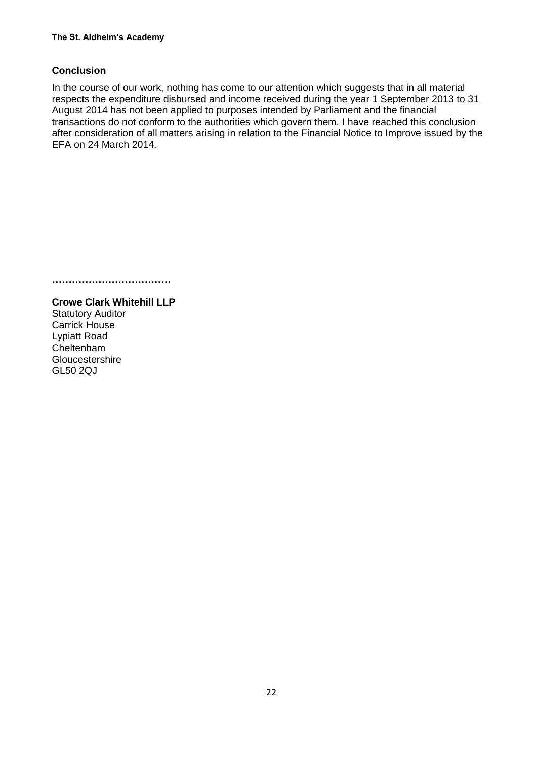## Conclusion

In the course of our work, nothing has come to our attention which suggests that in all material respects the expenditure disbursed and income received during the year 1 September 2013 to 31 August 2014 has not been applied to purposes intended by Parliament and the financial transactions do not conform to the authorities which govern them. I have reached this conclusion after consideration of all matters arising in relation to the Financial Notice to Improve issued by the EFA on 24 March 2014.

………………………………

**Crowe Clark Whitehill LLP**
Statutory Auditor
Carrick House
Lypiatt Road
Cheltenham
Gloucestershire
GL50 2QJ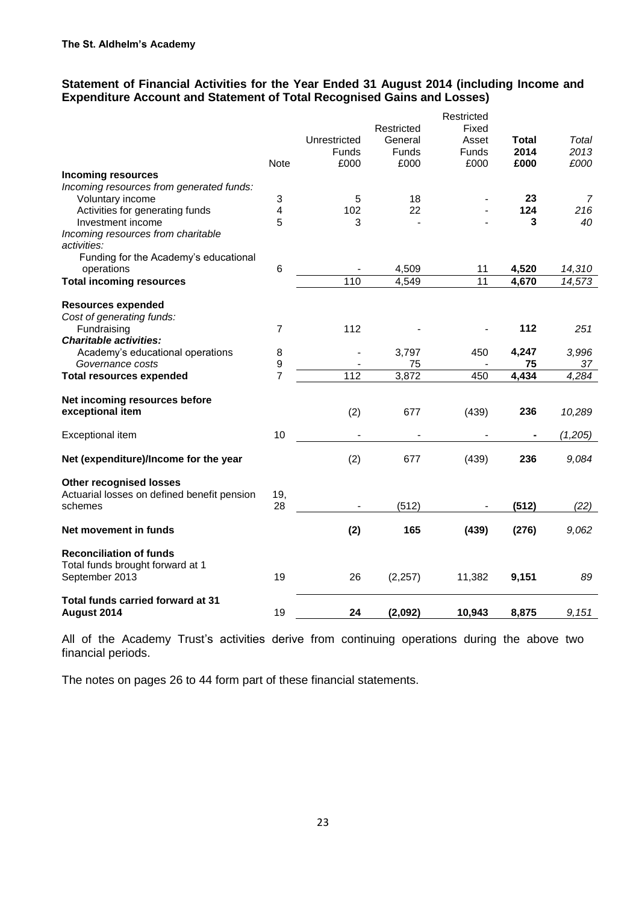**The St. Aldhelm's Academy**

## Statement of Financial Activities for the Year Ended 31 August 2014 (including Income and Expenditure Account and Statement of Total Recognised Gains and Losses)

| | Note | Unrestricted Funds £000 | Restricted General Funds £000 | Restricted Fixed Asset Funds £000 | **Total 2014 £000** | *Total 2013 £000* |
|---|---|---|---|---|---|---|
| **Incoming resources** | | | | | | |
| *Incoming resources from generated funds:* | | | | | | |
| Voluntary income | 3 | 5 | 18 | - | **23** | *7* |
| Activities for generating funds | 4 | 102 | 22 | - | **124** | *216* |
| Investment income | 5 | 3 | - | - | **3** | *40* |
| *Incoming resources from charitable activities:* | | | | | | |
| Funding for the Academy's educational operations | 6 | - | 4,509 | 11 | **4,520** | *14,310* |
| **Total incoming resources** | | 110 | 4,549 | 11 | **4,670** | *14,573* |
| **Resources expended** | | | | | | |
| *Cost of generating funds:* | | | | | | |
| Fundraising | 7 | 112 | - | - | **112** | *251* |
| ***Charitable activities:*** | | | | | | |
| Academy's educational operations | 8 | - | 3,797 | 450 | **4,247** | *3,996* |
| *Governance costs* | 9 | - | 75 | - | **75** | *37* |
| **Total resources expended** | 7 | 112 | 3,872 | 450 | **4,434** | *4,284* |
| **Net incoming resources before exceptional item** | | (2) | 677 | (439) | **236** | *10,289* |
| Exceptional item | 10 | - | - | - | **-** | *(1,205)* |
| **Net (expenditure)/Income for the year** | | (2) | 677 | (439) | **236** | *9,084* |
| **Other recognised losses** | | | | | | |
| Actuarial losses on defined benefit pension schemes | 19, 28 | - | (512) | - | **(512)** | *(22)* |
| **Net movement in funds** | | **(2)** | **165** | **(439)** | **(276)** | *9,062* |
| **Reconciliation of funds** | | | | | | |
| Total funds brought forward at 1 September 2013 | 19 | 26 | (2,257) | 11,382 | **9,151** | *89* |
| **Total funds carried forward at 31 August 2014** | 19 | **24** | **(2,092)** | **10,943** | **8,875** | *9,151* |

All of the Academy Trust's activities derive from continuing operations during the above two financial periods.

The notes on pages 26 to 44 form part of these financial statements.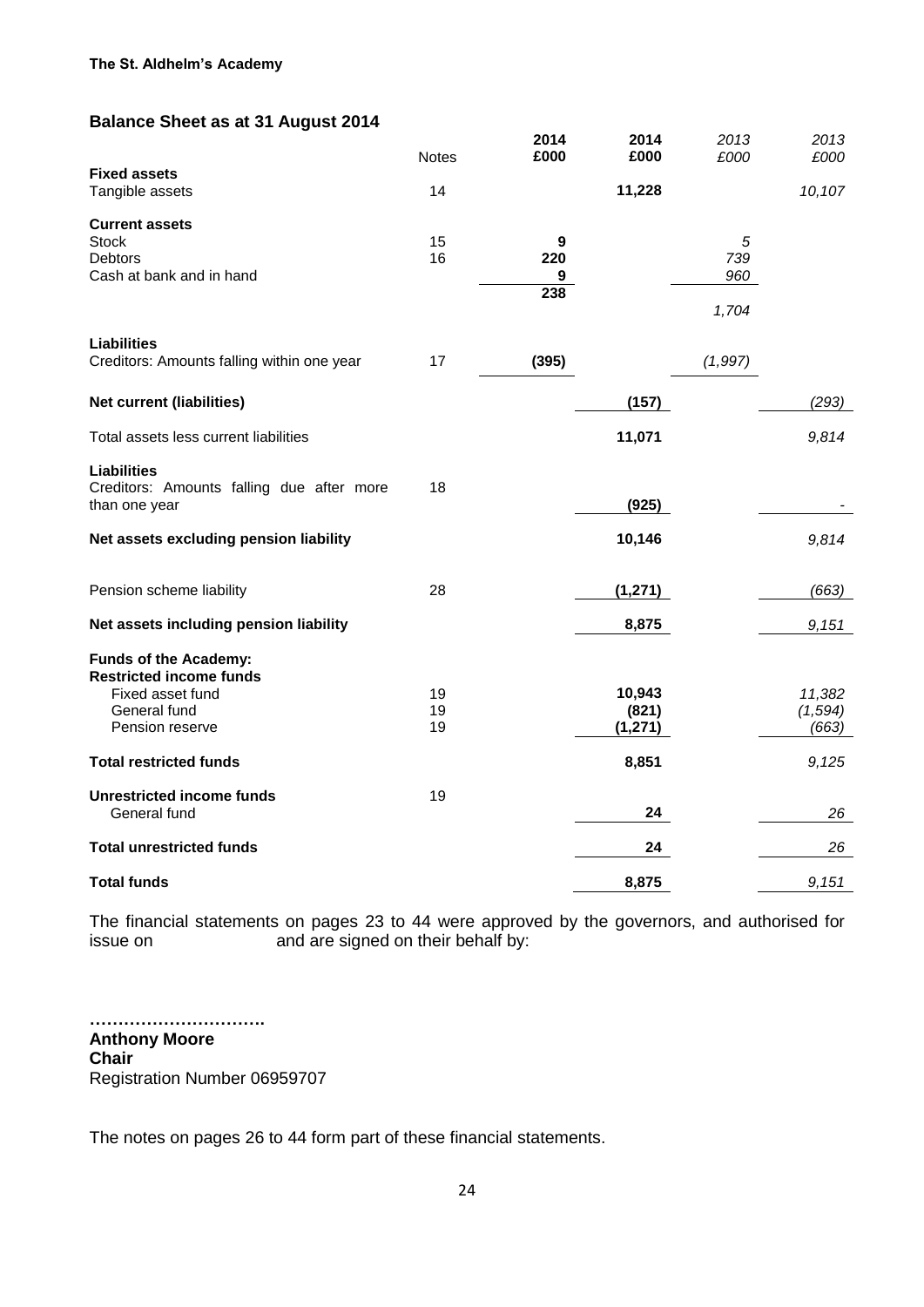**The St. Aldhelm's Academy**

## Balance Sheet as at 31 August 2014

| | Notes | 2014 £000 | 2014 £000 | *2013 £000* | *2013 £000* |
|---|---|---|---|---|---|
| **Fixed assets** | | | | | |
| Tangible assets | 14 | | **11,228** | | *10,107* |
| **Current assets** | | | | | |
| Stock | 15 | **9** | | *5* | |
| Debtors | 16 | **220** | | *739* | |
| Cash at bank and in hand | | **9** | | *960* | |
| | | **238** | | *1,704* | |
| **Liabilities** | | | | | |
| Creditors: Amounts falling within one year | 17 | **(395)** | | *(1,997)* | |
| **Net current (liabilities)** | | | **(157)** | | *(293)* |
| Total assets less current liabilities | | | **11,071** | | *9,814* |
| **Liabilities** | | | | | |
| Creditors: Amounts falling due after more than one year | 18 | | **(925)** | | *-* |
| **Net assets excluding pension liability** | | | **10,146** | | *9,814* |
| Pension scheme liability | 28 | | **(1,271)** | | *(663)* |
| **Net assets including pension liability** | | | **8,875** | | *9,151* |
| **Funds of the Academy:** | | | | | |
| **Restricted income funds** | | | | | |
| Fixed asset fund | 19 | | **10,943** | | *11,382* |
| General fund | 19 | | **(821)** | | *(1,594)* |
| Pension reserve | 19 | | **(1,271)** | | *(663)* |
| **Total restricted funds** | | | **8,851** | | *9,125* |
| **Unrestricted income funds** | 19 | | | | |
| General fund | | | **24** | | *26* |
| **Total unrestricted funds** | | | **24** | | *26* |
| **Total funds** | | | **8,875** | | *9,151* |

The financial statements on pages 23 to 44 were approved by the governors, and authorised for issue on and are signed on their behalf by:

………………………….

**Anthony Moore**
**Chair**
Registration Number 06959707

The notes on pages 26 to 44 form part of these financial statements.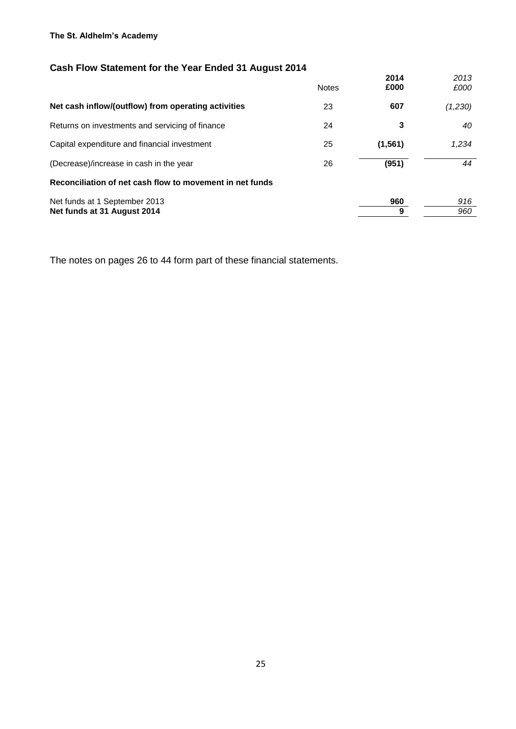**The St. Aldhelm's Academy**

## Cash Flow Statement for the Year Ended 31 August 2014

| | Notes | **2014 £000** | *2013 £000* |
|---|---|---|---|
| **Net cash inflow/(outflow) from operating activities** | 23 | **607** | *(1,230)* |
| Returns on investments and servicing of finance | 24 | **3** | *40* |
| Capital expenditure and financial investment | 25 | **(1,561)** | *1,234* |
| (Decrease)/increase in cash in the year | 26 | **(951)** | *44* |
| **Reconciliation of net cash flow to movement in net funds** | | | |
| Net funds at 1 September 2013 | | **960** | *916* |
| **Net funds at 31 August 2014** | | **9** | *960* |

The notes on pages 26 to 44 form part of these financial statements.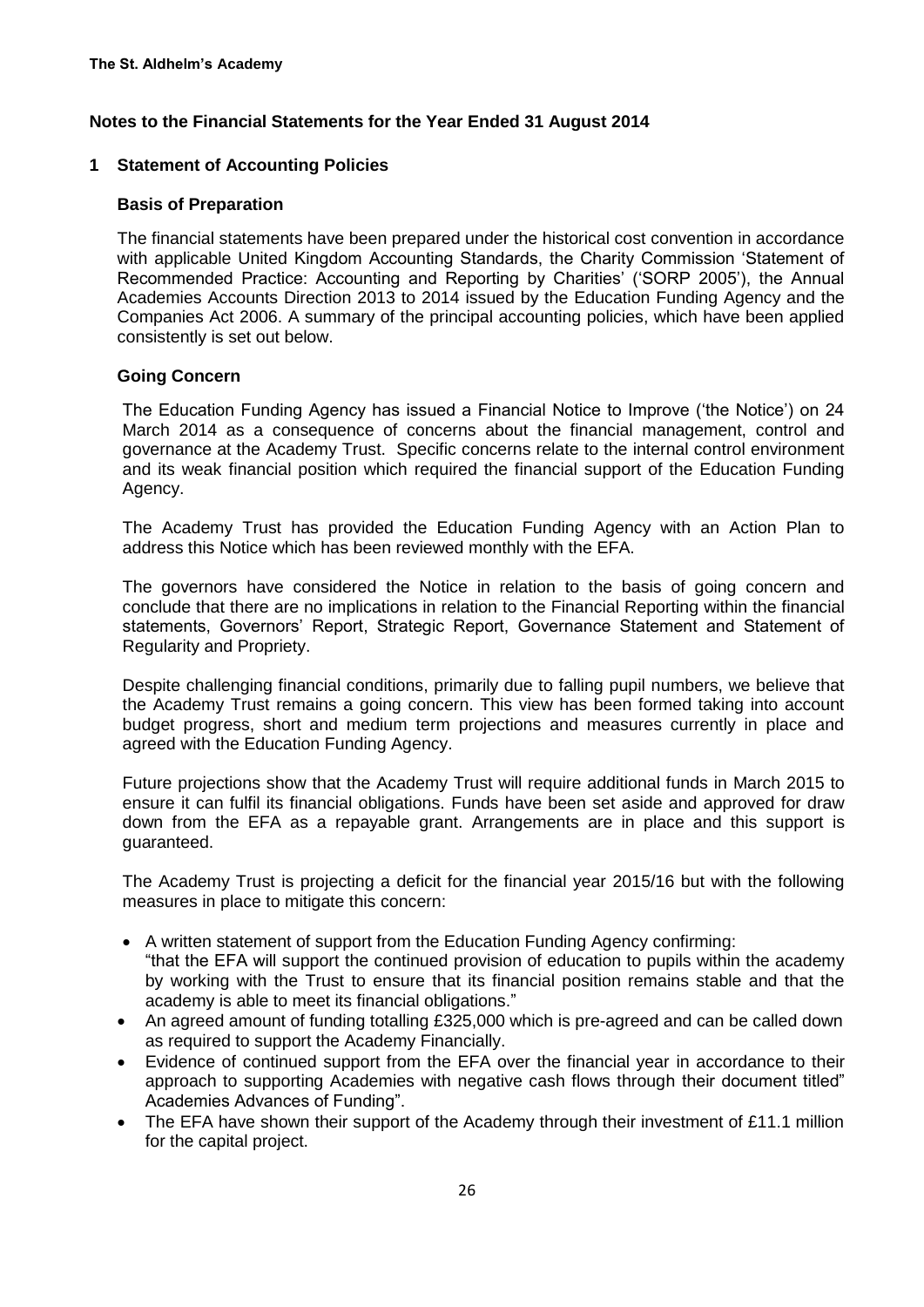**The St. Aldhelm's Academy**

## Notes to the Financial Statements for the Year Ended 31 August 2014

### 1 Statement of Accounting Policies

#### Basis of Preparation

The financial statements have been prepared under the historical cost convention in accordance with applicable United Kingdom Accounting Standards, the Charity Commission 'Statement of Recommended Practice: Accounting and Reporting by Charities' ('SORP 2005'), the Annual Academies Accounts Direction 2013 to 2014 issued by the Education Funding Agency and the Companies Act 2006. A summary of the principal accounting policies, which have been applied consistently is set out below.

#### Going Concern

The Education Funding Agency has issued a Financial Notice to Improve ('the Notice') on 24 March 2014 as a consequence of concerns about the financial management, control and governance at the Academy Trust. Specific concerns relate to the internal control environment and its weak financial position which required the financial support of the Education Funding Agency.

The Academy Trust has provided the Education Funding Agency with an Action Plan to address this Notice which has been reviewed monthly with the EFA.

The governors have considered the Notice in relation to the basis of going concern and conclude that there are no implications in relation to the Financial Reporting within the financial statements, Governors' Report, Strategic Report, Governance Statement and Statement of Regularity and Propriety.

Despite challenging financial conditions, primarily due to falling pupil numbers, we believe that the Academy Trust remains a going concern. This view has been formed taking into account budget progress, short and medium term projections and measures currently in place and agreed with the Education Funding Agency.

Future projections show that the Academy Trust will require additional funds in March 2015 to ensure it can fulfil its financial obligations. Funds have been set aside and approved for draw down from the EFA as a repayable grant. Arrangements are in place and this support is guaranteed.

The Academy Trust is projecting a deficit for the financial year 2015/16 but with the following measures in place to mitigate this concern:

- A written statement of support from the Education Funding Agency confirming: "that the EFA will support the continued provision of education to pupils within the academy by working with the Trust to ensure that its financial position remains stable and that the academy is able to meet its financial obligations."
- An agreed amount of funding totalling £325,000 which is pre-agreed and can be called down as required to support the Academy Financially.
- Evidence of continued support from the EFA over the financial year in accordance to their approach to supporting Academies with negative cash flows through their document titled" Academies Advances of Funding".
- The EFA have shown their support of the Academy through their investment of £11.1 million for the capital project.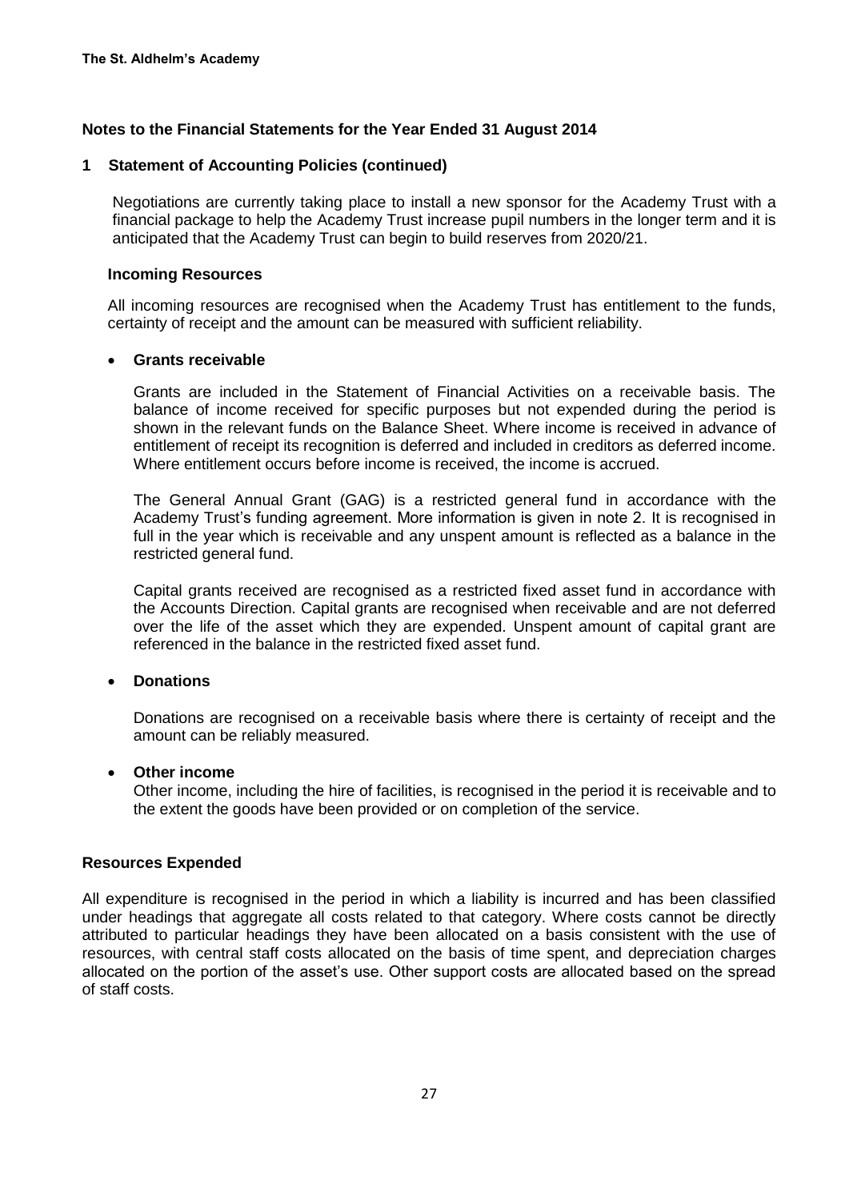## Notes to the Financial Statements for the Year Ended 31 August 2014

### 1 Statement of Accounting Policies (continued)

Negotiations are currently taking place to install a new sponsor for the Academy Trust with a financial package to help the Academy Trust increase pupil numbers in the longer term and it is anticipated that the Academy Trust can begin to build reserves from 2020/21.

#### Incoming Resources

All incoming resources are recognised when the Academy Trust has entitlement to the funds, certainty of receipt and the amount can be measured with sufficient reliability.

- **Grants receivable**

  Grants are included in the Statement of Financial Activities on a receivable basis. The balance of income received for specific purposes but not expended during the period is shown in the relevant funds on the Balance Sheet. Where income is received in advance of entitlement of receipt its recognition is deferred and included in creditors as deferred income. Where entitlement occurs before income is received, the income is accrued.

  The General Annual Grant (GAG) is a restricted general fund in accordance with the Academy Trust's funding agreement. More information is given in note 2. It is recognised in full in the year which is receivable and any unspent amount is reflected as a balance in the restricted general fund.

  Capital grants received are recognised as a restricted fixed asset fund in accordance with the Accounts Direction. Capital grants are recognised when receivable and are not deferred over the life of the asset which they are expended. Unspent amount of capital grant are referenced in the balance in the restricted fixed asset fund.

- **Donations**

  Donations are recognised on a receivable basis where there is certainty of receipt and the amount can be reliably measured.

- **Other income**

  Other income, including the hire of facilities, is recognised in the period it is receivable and to the extent the goods have been provided or on completion of the service.

### Resources Expended

All expenditure is recognised in the period in which a liability is incurred and has been classified under headings that aggregate all costs related to that category. Where costs cannot be directly attributed to particular headings they have been allocated on a basis consistent with the use of resources, with central staff costs allocated on the basis of time spent, and depreciation charges allocated on the portion of the asset's use. Other support costs are allocated based on the spread of staff costs.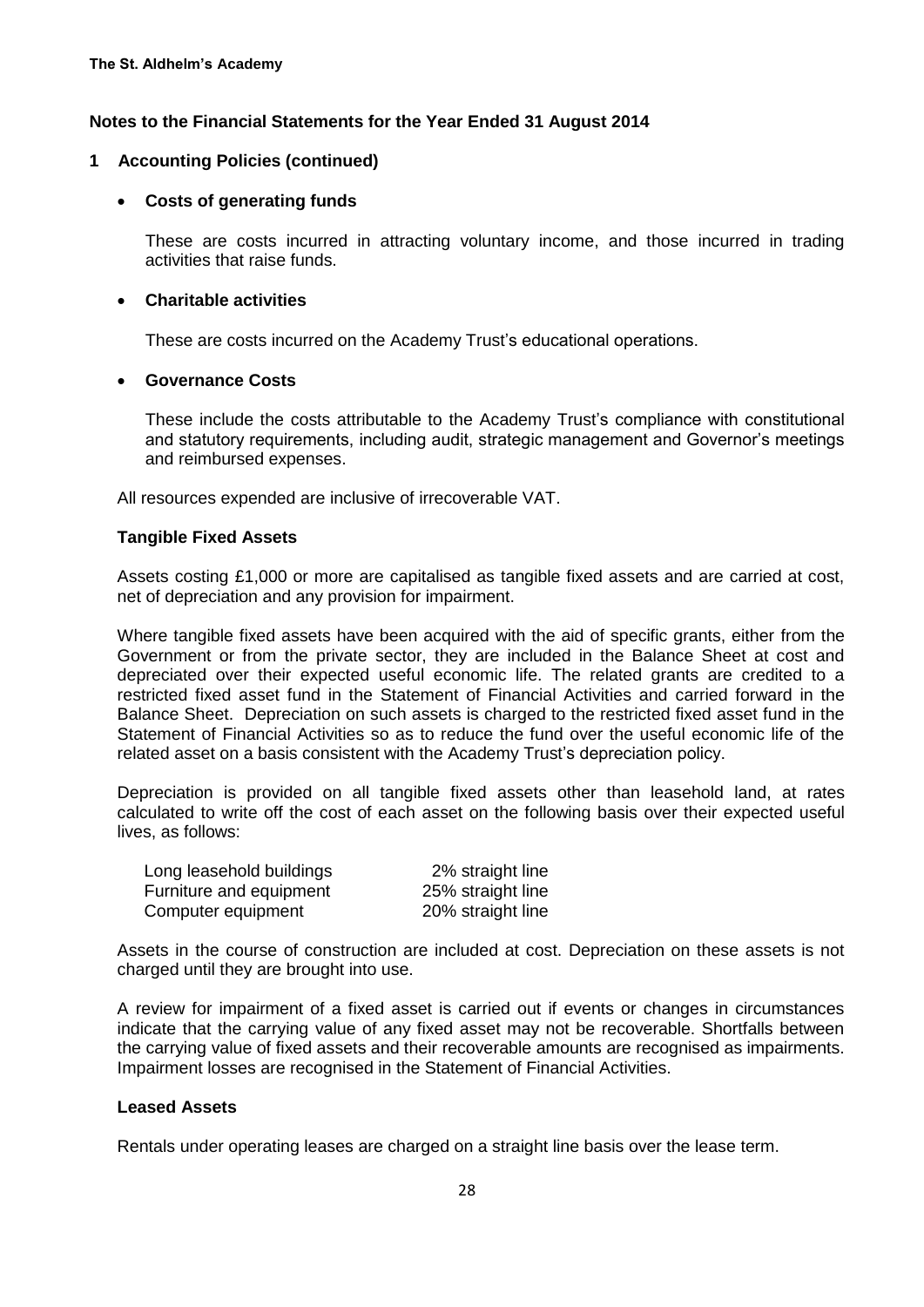**The St. Aldhelm's Academy**

## Notes to the Financial Statements for the Year Ended 31 August 2014

### 1 Accounting Policies (continued)

- **Costs of generating funds**

  These are costs incurred in attracting voluntary income, and those incurred in trading activities that raise funds.

- **Charitable activities**

  These are costs incurred on the Academy Trust's educational operations.

- **Governance Costs**

  These include the costs attributable to the Academy Trust's compliance with constitutional and statutory requirements, including audit, strategic management and Governor's meetings and reimbursed expenses.

All resources expended are inclusive of irrecoverable VAT.

**Tangible Fixed Assets**

Assets costing £1,000 or more are capitalised as tangible fixed assets and are carried at cost, net of depreciation and any provision for impairment.

Where tangible fixed assets have been acquired with the aid of specific grants, either from the Government or from the private sector, they are included in the Balance Sheet at cost and depreciated over their expected useful economic life. The related grants are credited to a restricted fixed asset fund in the Statement of Financial Activities and carried forward in the Balance Sheet. Depreciation on such assets is charged to the restricted fixed asset fund in the Statement of Financial Activities so as to reduce the fund over the useful economic life of the related asset on a basis consistent with the Academy Trust's depreciation policy.

Depreciation is provided on all tangible fixed assets other than leasehold land, at rates calculated to write off the cost of each asset on the following basis over their expected useful lives, as follows:

| | |
|---|---|
| Long leasehold buildings | 2% straight line |
| Furniture and equipment | 25% straight line |
| Computer equipment | 20% straight line |

Assets in the course of construction are included at cost. Depreciation on these assets is not charged until they are brought into use.

A review for impairment of a fixed asset is carried out if events or changes in circumstances indicate that the carrying value of any fixed asset may not be recoverable. Shortfalls between the carrying value of fixed assets and their recoverable amounts are recognised as impairments. Impairment losses are recognised in the Statement of Financial Activities.

**Leased Assets**

Rentals under operating leases are charged on a straight line basis over the lease term.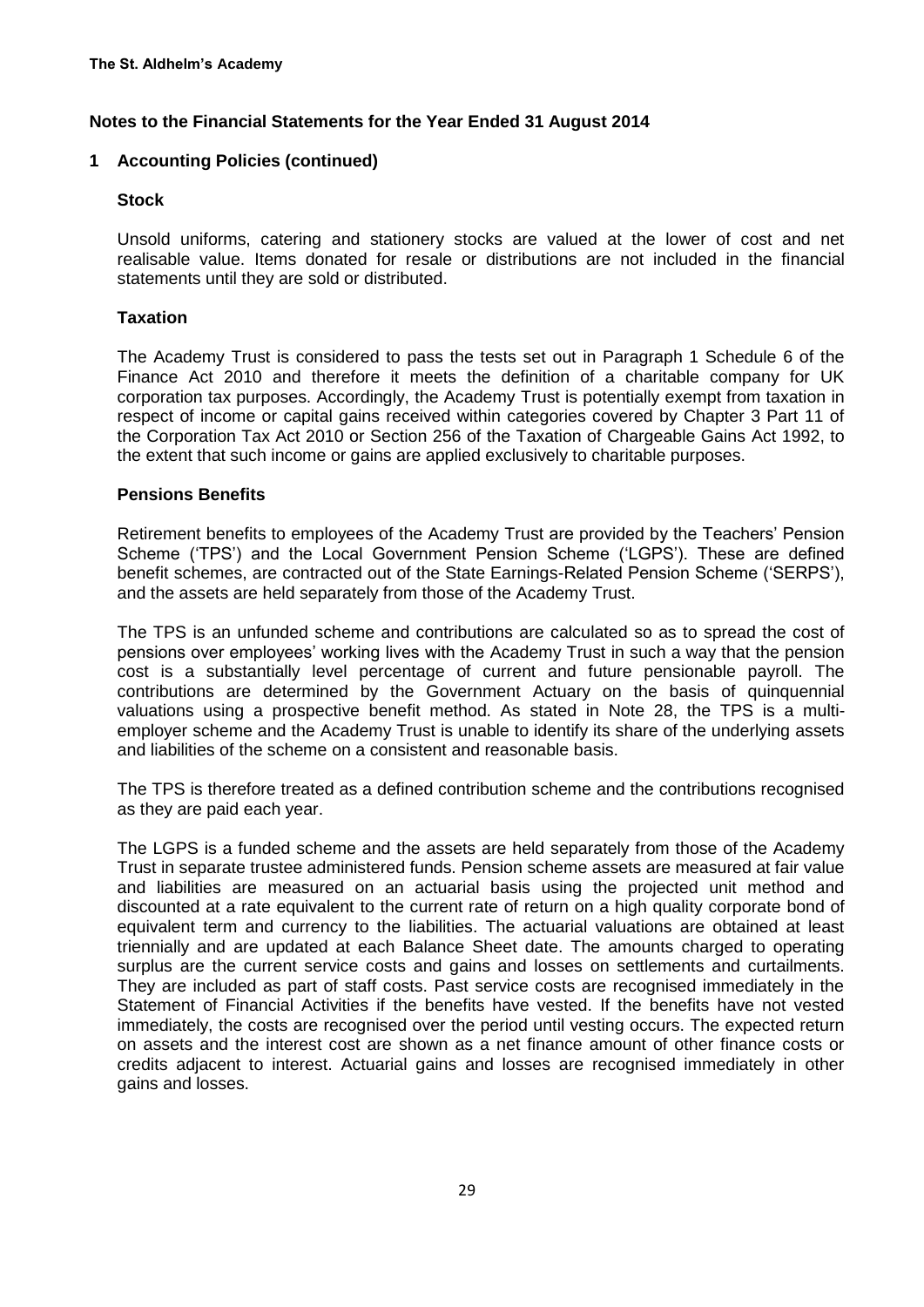## Notes to the Financial Statements for the Year Ended 31 August 2014

### 1 Accounting Policies (continued)

#### Stock

Unsold uniforms, catering and stationery stocks are valued at the lower of cost and net realisable value. Items donated for resale or distributions are not included in the financial statements until they are sold or distributed.

#### Taxation

The Academy Trust is considered to pass the tests set out in Paragraph 1 Schedule 6 of the Finance Act 2010 and therefore it meets the definition of a charitable company for UK corporation tax purposes. Accordingly, the Academy Trust is potentially exempt from taxation in respect of income or capital gains received within categories covered by Chapter 3 Part 11 of the Corporation Tax Act 2010 or Section 256 of the Taxation of Chargeable Gains Act 1992, to the extent that such income or gains are applied exclusively to charitable purposes.

#### Pensions Benefits

Retirement benefits to employees of the Academy Trust are provided by the Teachers' Pension Scheme ('TPS') and the Local Government Pension Scheme ('LGPS'). These are defined benefit schemes, are contracted out of the State Earnings-Related Pension Scheme ('SERPS'), and the assets are held separately from those of the Academy Trust.

The TPS is an unfunded scheme and contributions are calculated so as to spread the cost of pensions over employees' working lives with the Academy Trust in such a way that the pension cost is a substantially level percentage of current and future pensionable payroll. The contributions are determined by the Government Actuary on the basis of quinquennial valuations using a prospective benefit method. As stated in Note 28, the TPS is a multi-employer scheme and the Academy Trust is unable to identify its share of the underlying assets and liabilities of the scheme on a consistent and reasonable basis.

The TPS is therefore treated as a defined contribution scheme and the contributions recognised as they are paid each year.

The LGPS is a funded scheme and the assets are held separately from those of the Academy Trust in separate trustee administered funds. Pension scheme assets are measured at fair value and liabilities are measured on an actuarial basis using the projected unit method and discounted at a rate equivalent to the current rate of return on a high quality corporate bond of equivalent term and currency to the liabilities. The actuarial valuations are obtained at least triennially and are updated at each Balance Sheet date. The amounts charged to operating surplus are the current service costs and gains and losses on settlements and curtailments. They are included as part of staff costs. Past service costs are recognised immediately in the Statement of Financial Activities if the benefits have vested. If the benefits have not vested immediately, the costs are recognised over the period until vesting occurs. The expected return on assets and the interest cost are shown as a net finance amount of other finance costs or credits adjacent to interest. Actuarial gains and losses are recognised immediately in other gains and losses.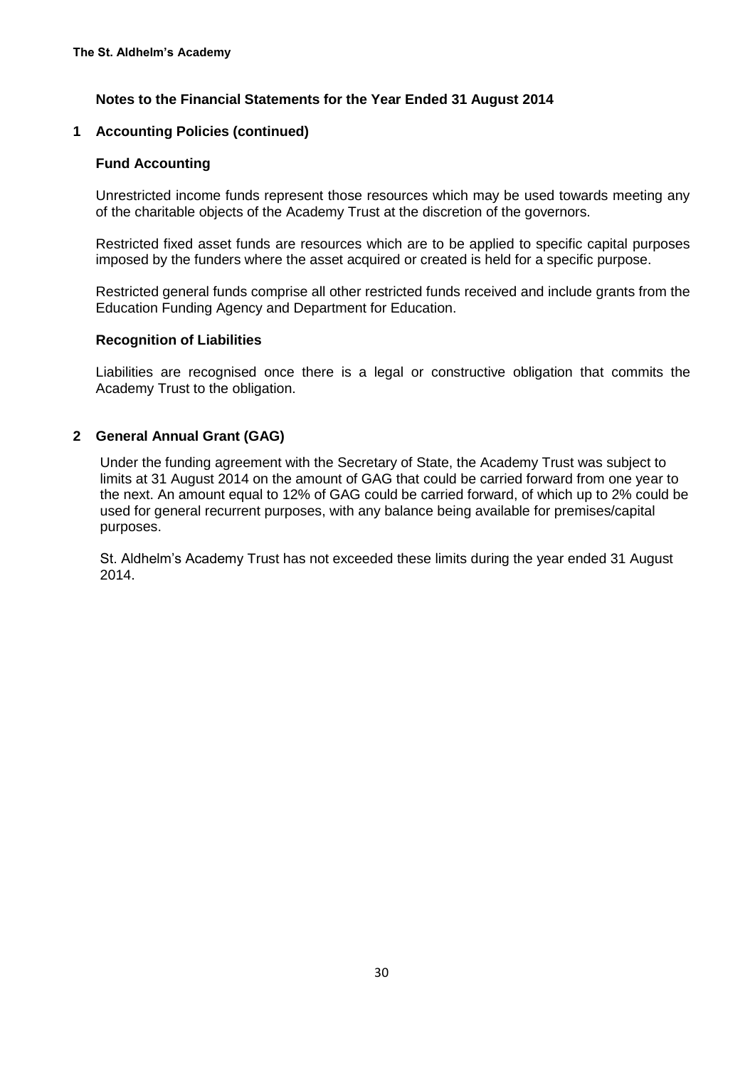## Notes to the Financial Statements for the Year Ended 31 August 2014

### 1 Accounting Policies (continued)

#### Fund Accounting

Unrestricted income funds represent those resources which may be used towards meeting any of the charitable objects of the Academy Trust at the discretion of the governors.

Restricted fixed asset funds are resources which are to be applied to specific capital purposes imposed by the funders where the asset acquired or created is held for a specific purpose.

Restricted general funds comprise all other restricted funds received and include grants from the Education Funding Agency and Department for Education.

#### Recognition of Liabilities

Liabilities are recognised once there is a legal or constructive obligation that commits the Academy Trust to the obligation.

### 2 General Annual Grant (GAG)

Under the funding agreement with the Secretary of State, the Academy Trust was subject to limits at 31 August 2014 on the amount of GAG that could be carried forward from one year to the next. An amount equal to 12% of GAG could be carried forward, of which up to 2% could be used for general recurrent purposes, with any balance being available for premises/capital purposes.

St. Aldhelm's Academy Trust has not exceeded these limits during the year ended 31 August 2014.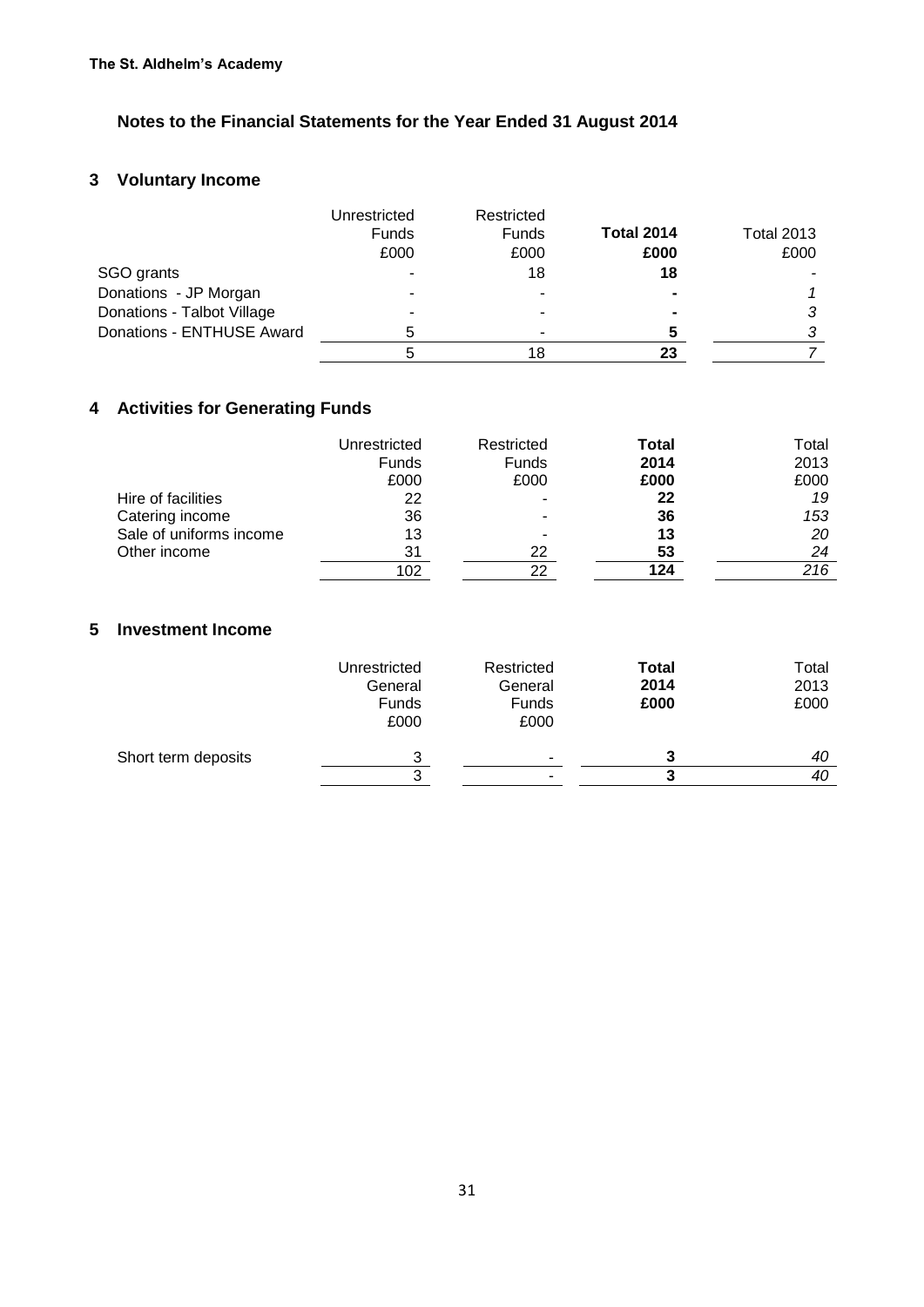**The St. Aldhelm's Academy**

## Notes to the Financial Statements for the Year Ended 31 August 2014

### 3 Voluntary Income

| | Unrestricted Funds £000 | Restricted Funds £000 | **Total 2014 £000** | Total 2013 £000 |
|---|---|---|---|---|
| SGO grants | - | 18 | **18** | - |
| Donations - JP Morgan | - | - | **-** | *1* |
| Donations - Talbot Village | - | - | **-** | *3* |
| Donations - ENTHUSE Award | 5 | - | **5** | *3* |
| | 5 | 18 | **23** | *7* |

### 4 Activities for Generating Funds

| | Unrestricted Funds £000 | Restricted Funds £000 | **Total 2014 £000** | Total 2013 £000 |
|---|---|---|---|---|
| Hire of facilities | 22 | - | **22** | *19* |
| Catering income | 36 | - | **36** | *153* |
| Sale of uniforms income | 13 | - | **13** | *20* |
| Other income | 31 | 22 | **53** | *24* |
| | 102 | 22 | **124** | *216* |

### 5 Investment Income

| | Unrestricted General Funds £000 | Restricted General Funds £000 | **Total 2014 £000** | Total 2013 £000 |
|---|---|---|---|---|
| Short term deposits | 3 | - | **3** | *40* |
| | 3 | - | **3** | *40* |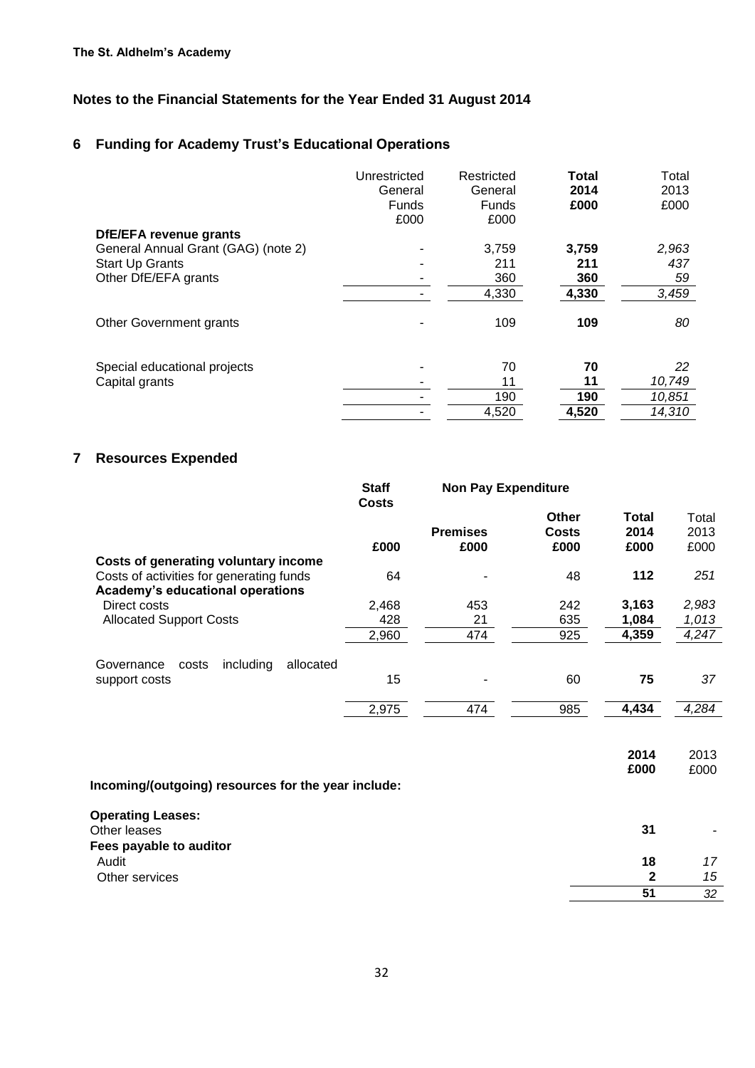**The St. Aldhelm's Academy**

## Notes to the Financial Statements for the Year Ended 31 August 2014

### 6 Funding for Academy Trust's Educational Operations

| | Unrestricted General Funds £000 | Restricted General Funds £000 | **Total 2014 £000** | Total 2013 £000 |
|---|---|---|---|---|
| **DfE/EFA revenue grants** | | | | |
| General Annual Grant (GAG) (note 2) | - | 3,759 | **3,759** | *2,963* |
| Start Up Grants | - | 211 | **211** | *437* |
| Other DfE/EFA grants | - | 360 | **360** | *59* |
| | - | 4,330 | **4,330** | *3,459* |
| Other Government grants | - | 109 | **109** | *80* |
| Special educational projects | - | 70 | **70** | *22* |
| Capital grants | - | 11 | **11** | *10,749* |
| | - | 190 | **190** | *10,851* |
| | - | 4,520 | **4,520** | *14,310* |

### 7 Resources Expended

| | **Staff Costs** | **Non Pay Expenditure** | | | |
|---|---|---|---|---|---|
| | | **Premises** | **Other Costs** | **Total 2014** | Total 2013 |
| | **£000** | **£000** | **£000** | **£000** | £000 |
| **Costs of generating voluntary income** | | | | | |
| Costs of activities for generating funds | 64 | - | 48 | **112** | *251* |
| **Academy's educational operations** | | | | | |
| Direct costs | 2,468 | 453 | 242 | **3,163** | *2,983* |
| Allocated Support Costs | 428 | 21 | 635 | **1,084** | *1,013* |
| | 2,960 | 474 | 925 | **4,359** | *4,247* |
| Governance costs including allocated support costs | 15 | - | 60 | **75** | *37* |
| | 2,975 | 474 | 985 | **4,434** | *4,284* |

| | **2014 £000** | 2013 £000 |
|---|---|---|
| **Incoming/(outgoing) resources for the year include:** | | |
| **Operating Leases:** | | |
| Other leases | **31** | - |
| **Fees payable to auditor** | | |
| Audit | **18** | *17* |
| Other services | **2** | *15* |
| | **51** | *32* |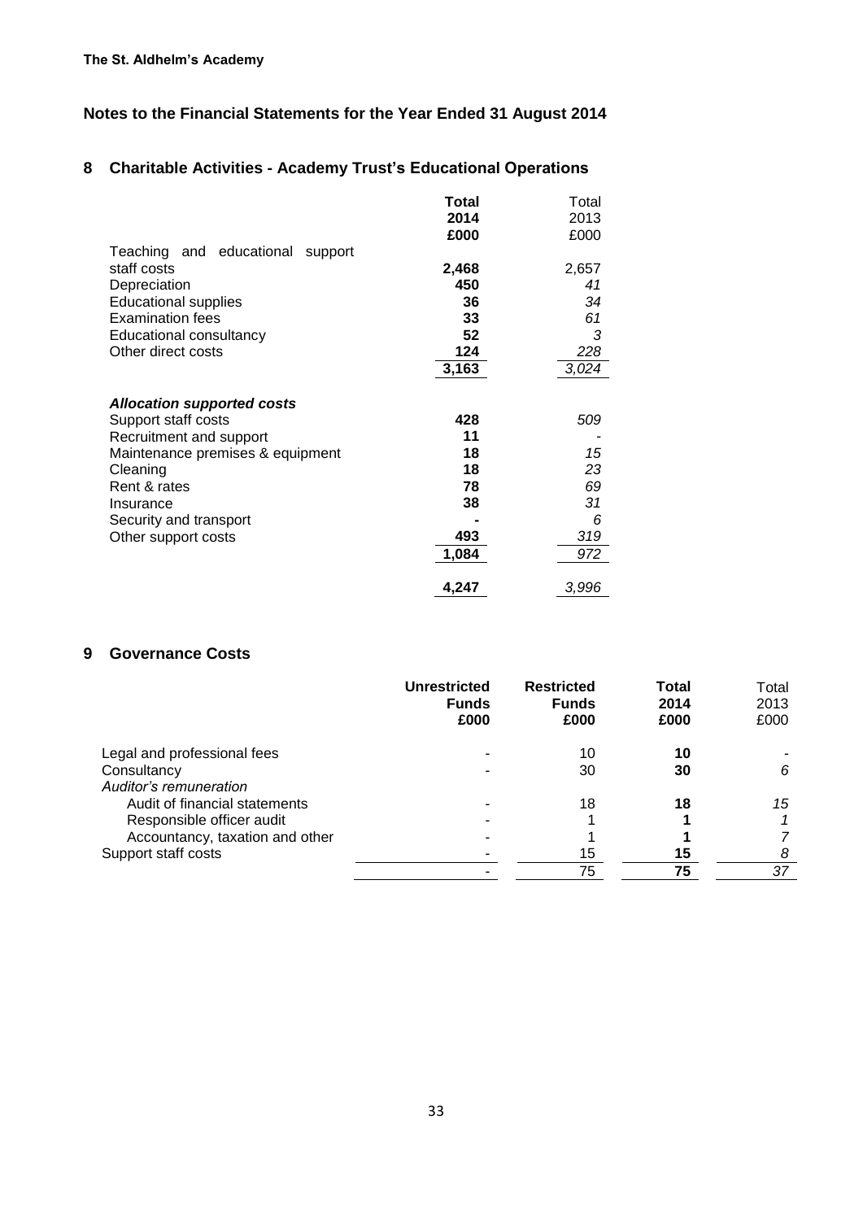**The St. Aldhelm's Academy**

## Notes to the Financial Statements for the Year Ended 31 August 2014

### 8 Charitable Activities - Academy Trust's Educational Operations

| | **Total 2014 £000** | Total 2013 £000 |
|---|---|---|
| Teaching and educational support staff costs | **2,468** | 2,657 |
| Depreciation | **450** | *41* |
| Educational supplies | **36** | *34* |
| Examination fees | **33** | *61* |
| Educational consultancy | **52** | *3* |
| Other direct costs | **124** | *228* |
| | **3,163** | *3,024* |
| ***Allocation supported costs*** | | |
| Support staff costs | **428** | *509* |
| Recruitment and support | **11** | - |
| Maintenance premises & equipment | **18** | *15* |
| Cleaning | **18** | *23* |
| Rent & rates | **78** | *69* |
| Insurance | **38** | *31* |
| Security and transport | **-** | *6* |
| Other support costs | **493** | *319* |
| | **1,084** | *972* |
| | **4,247** | *3,996* |

### 9 Governance Costs

| | **Unrestricted Funds £000** | **Restricted Funds £000** | **Total 2014 £000** | Total 2013 £000 |
|---|---|---|---|---|
| Legal and professional fees | - | 10 | **10** | - |
| Consultancy | - | 30 | **30** | *6* |
| *Auditor's remuneration* | | | | |
| Audit of financial statements | - | 18 | **18** | *15* |
| Responsible officer audit | - | 1 | **1** | *1* |
| Accountancy, taxation and other | - | 1 | **1** | *7* |
| Support staff costs | - | 15 | **15** | *8* |
| | - | 75 | **75** | *37* |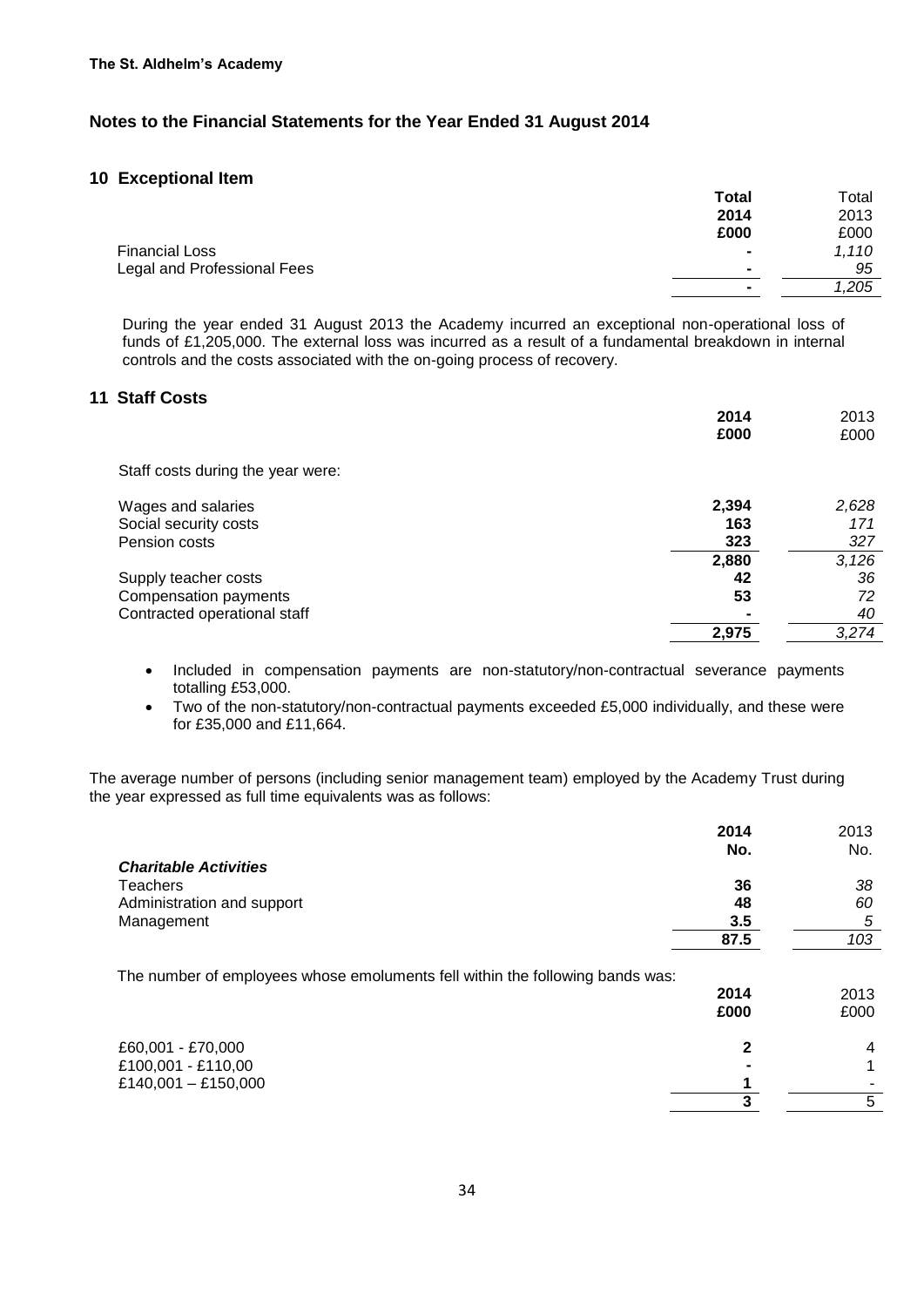**The St. Aldhelm's Academy**

## Notes to the Financial Statements for the Year Ended 31 August 2014

### 10 Exceptional Item

| | Total 2014 £000 | Total 2013 £000 |
|---|---|---|
| Financial Loss | - | *1,110* |
| Legal and Professional Fees | - | *95* |
| | - | *1,205* |

During the year ended 31 August 2013 the Academy incurred an exceptional non-operational loss of funds of £1,205,000. The external loss was incurred as a result of a fundamental breakdown in internal controls and the costs associated with the on-going process of recovery.

### 11 Staff Costs

| | 2014 £000 | 2013 £000 |
|---|---|---|
| Staff costs during the year were: | | |
| Wages and salaries | 2,394 | *2,628* |
| Social security costs | 163 | *171* |
| Pension costs | 323 | *327* |
| | 2,880 | *3,126* |
| Supply teacher costs | 42 | *36* |
| Compensation payments | 53 | *72* |
| Contracted operational staff | - | *40* |
| | 2,975 | *3,274* |

- Included in compensation payments are non-statutory/non-contractual severance payments totalling £53,000.
- Two of the non-statutory/non-contractual payments exceeded £5,000 individually, and these were for £35,000 and £11,664.

The average number of persons (including senior management team) employed by the Academy Trust during the year expressed as full time equivalents was as follows:

| | 2014 No. | 2013 No. |
|---|---|---|
| ***Charitable Activities*** | | |
| Teachers | 36 | *38* |
| Administration and support | 48 | *60* |
| Management | 3.5 | *5* |
| | 87.5 | *103* |

The number of employees whose emoluments fell within the following bands was:

| | 2014 £000 | 2013 £000 |
|---|---|---|
| £60,001 - £70,000 | 2 | 4 |
| £100,001 - £110,00 | - | 1 |
| £140,001 – £150,000 | 1 | - |
| | 3 | 5 |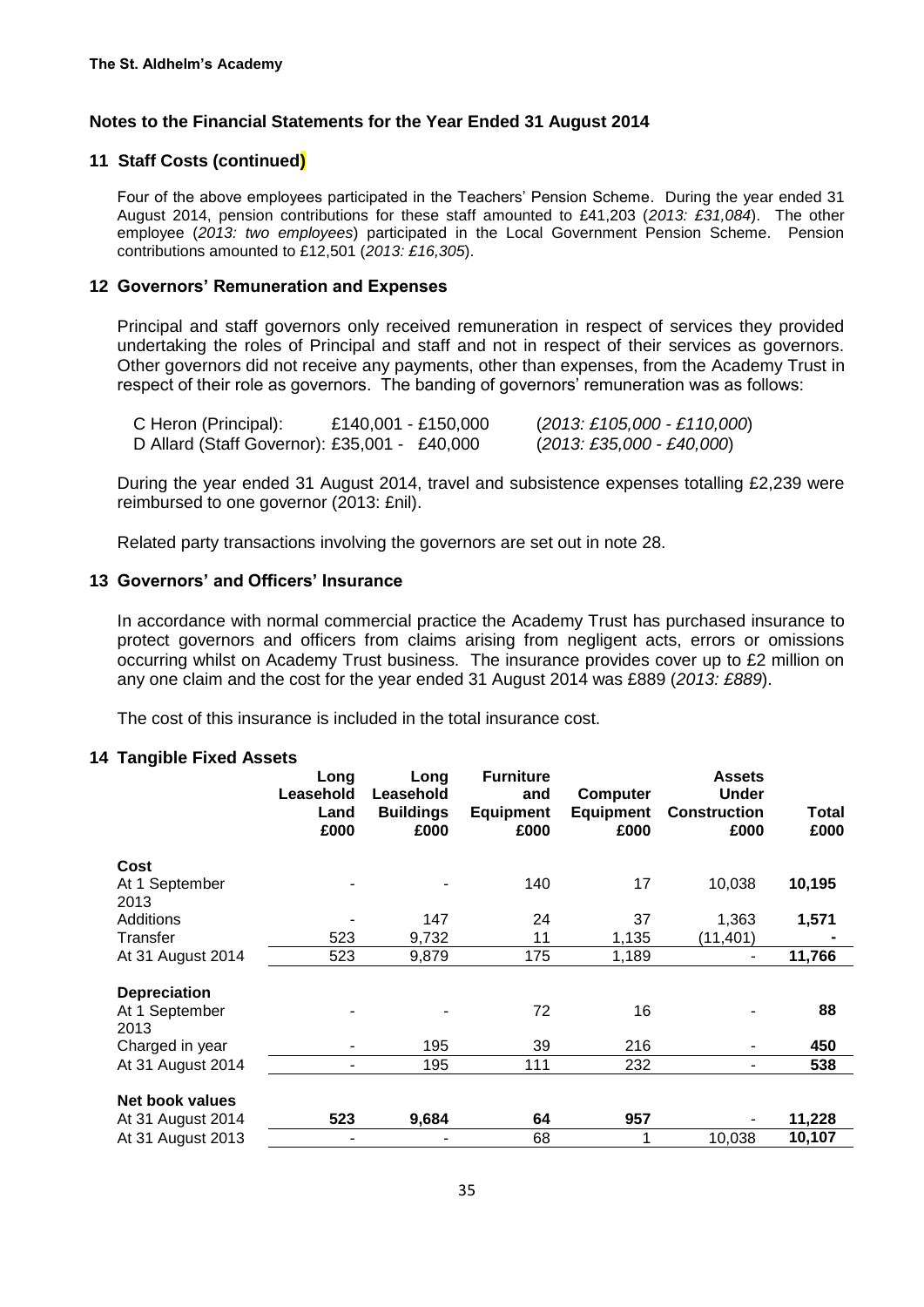**The St. Aldhelm's Academy**

## Notes to the Financial Statements for the Year Ended 31 August 2014

### 11 Staff Costs (continued)

Four of the above employees participated in the Teachers' Pension Scheme. During the year ended 31 August 2014, pension contributions for these staff amounted to £41,203 (*2013: £31,084*). The other employee (*2013: two employees*) participated in the Local Government Pension Scheme. Pension contributions amounted to £12,501 (*2013: £16,305*).

### 12 Governors' Remuneration and Expenses

Principal and staff governors only received remuneration in respect of services they provided undertaking the roles of Principal and staff and not in respect of their services as governors. Other governors did not receive any payments, other than expenses, from the Academy Trust in respect of their role as governors. The banding of governors' remuneration was as follows:

| | | |
|---|---|---|
| C Heron (Principal): | £140,001 - £150,000 | (*2013: £105,000 - £110,000*) |
| D Allard (Staff Governor): | £35,001 - £40,000 | (*2013: £35,000 - £40,000*) |

During the year ended 31 August 2014, travel and subsistence expenses totalling £2,239 were reimbursed to one governor (2013: £nil).

Related party transactions involving the governors are set out in note 28.

### 13 Governors' and Officers' Insurance

In accordance with normal commercial practice the Academy Trust has purchased insurance to protect governors and officers from claims arising from negligent acts, errors or omissions occurring whilst on Academy Trust business. The insurance provides cover up to £2 million on any one claim and the cost for the year ended 31 August 2014 was £889 (*2013: £889*).

The cost of this insurance is included in the total insurance cost.

### 14 Tangible Fixed Assets

| | Long Leasehold Land £000 | Long Leasehold Buildings £000 | Furniture and Equipment £000 | Computer Equipment £000 | Assets Under Construction £000 | Total £000 |
|---|---|---|---|---|---|---|
| **Cost** | | | | | | |
| At 1 September 2013 | - | - | 140 | 17 | 10,038 | **10,195** |
| Additions | - | 147 | 24 | 37 | 1,363 | **1,571** |
| Transfer | 523 | 9,732 | 11 | 1,135 | (11,401) | **-** |
| At 31 August 2014 | 523 | 9,879 | 175 | 1,189 | - | **11,766** |
| **Depreciation** | | | | | | |
| At 1 September 2013 | - | - | 72 | 16 | - | **88** |
| Charged in year | - | 195 | 39 | 216 | - | **450** |
| At 31 August 2014 | - | 195 | 111 | 232 | - | **538** |
| **Net book values** | | | | | | |
| At 31 August 2014 | **523** | **9,684** | **64** | **957** | - | **11,228** |
| At 31 August 2013 | - | - | 68 | 1 | 10,038 | **10,107** |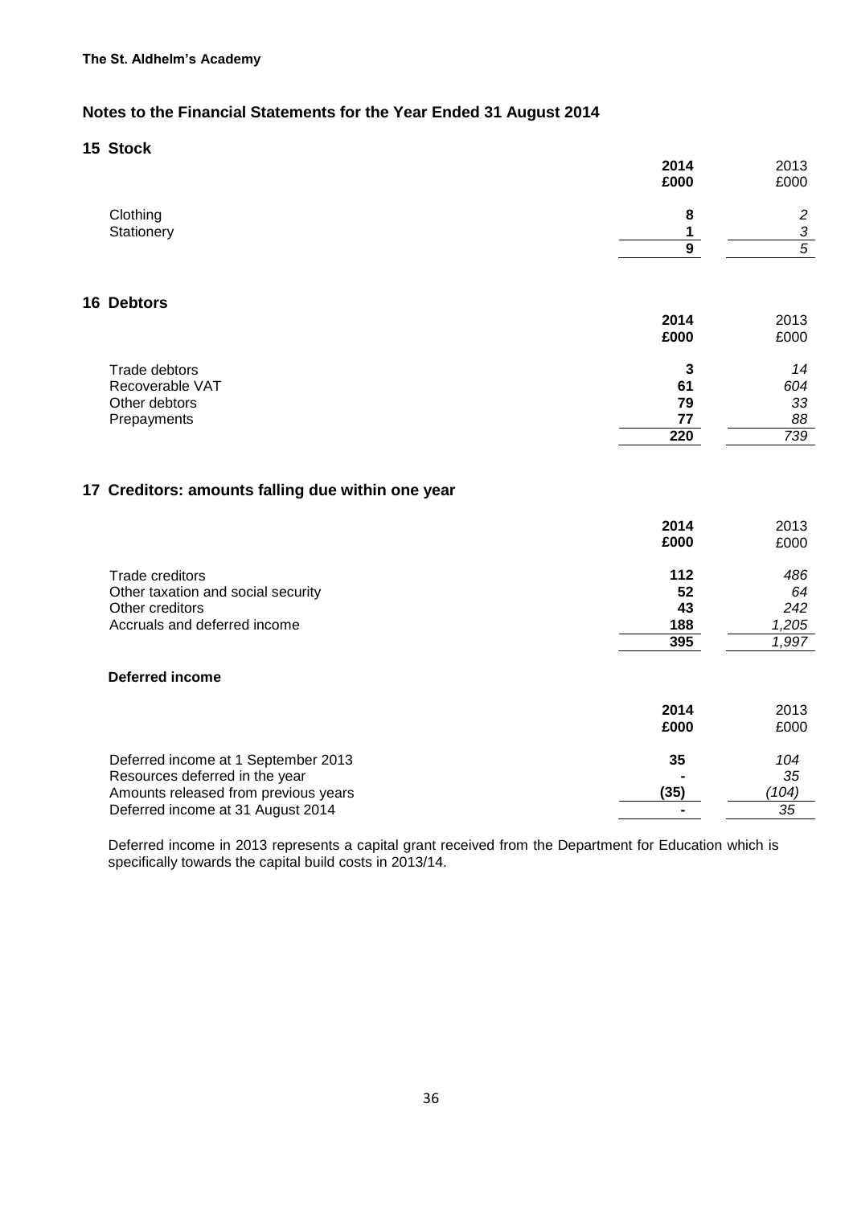**The St. Aldhelm's Academy**

## Notes to the Financial Statements for the Year Ended 31 August 2014

### 15 Stock

| | 2014<br>£000 | 2013<br>£000 |
|---|---|---|
| Clothing | 8 | 2 |
| Stationery | 1 | 3 |
| | 9 | 5 |

### 16 Debtors

| | 2014<br>£000 | 2013<br>£000 |
|---|---|---|
| Trade debtors | 3 | 14 |
| Recoverable VAT | 61 | 604 |
| Other debtors | 79 | 33 |
| Prepayments | 77 | 88 |
| | 220 | 739 |

### 17 Creditors: amounts falling due within one year

| | 2014<br>£000 | 2013<br>£000 |
|---|---|---|
| Trade creditors | 112 | 486 |
| Other taxation and social security | 52 | 64 |
| Other creditors | 43 | 242 |
| Accruals and deferred income | 188 | 1,205 |
| | 395 | 1,997 |

**Deferred income**

| | 2014<br>£000 | 2013<br>£000 |
|---|---|---|
| Deferred income at 1 September 2013 | 35 | 104 |
| Resources deferred in the year | - | 35 |
| Amounts released from previous years | (35) | (104) |
| Deferred income at 31 August 2014 | - | 35 |

Deferred income in 2013 represents a capital grant received from the Department for Education which is specifically towards the capital build costs in 2013/14.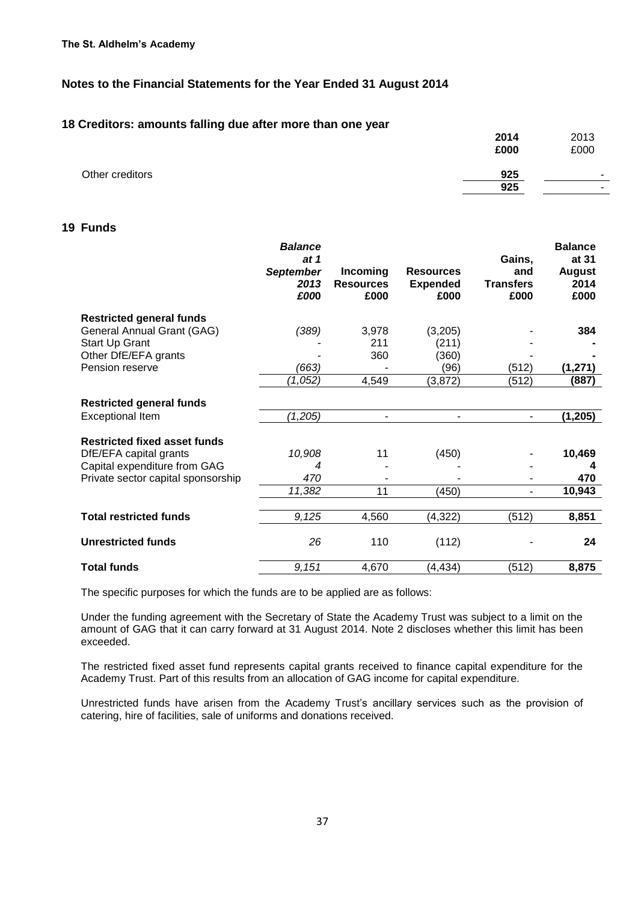**The St. Aldhelm's Academy**

**Notes to the Financial Statements for the Year Ended 31 August 2014**

## 18 Creditors: amounts falling due after more than one year

| | 2014 £000 | 2013 £000 |
|---|---|---|
| Other creditors | 925 | - |
| | 925 | - |

## 19 Funds

| | *Balance at 1 September 2013 £000* | Incoming Resources £000 | Resources Expended £000 | Gains, and Transfers £000 | Balance at 31 August 2014 £000 |
|---|---|---|---|---|---|
| **Restricted general funds** | | | | | |
| General Annual Grant (GAG) | *(389)* | 3,978 | (3,205) | - | **384** |
| Start Up Grant | - | 211 | (211) | - | **-** |
| Other DfE/EFA grants | - | 360 | (360) | - | **-** |
| Pension reserve | *(663)* | - | (96) | (512) | **(1,271)** |
| | *(1,052)* | 4,549 | (3,872) | (512) | **(887)** |
| **Restricted general funds** | | | | | |
| Exceptional Item | *(1,205)* | - | - | - | **(1,205)** |
| **Restricted fixed asset funds** | | | | | |
| DfE/EFA capital grants | *10,908* | 11 | (450) | - | **10,469** |
| Capital expenditure from GAG | *4* | - | - | - | **4** |
| Private sector capital sponsorship | *470* | - | - | - | **470** |
| | *11,382* | 11 | (450) | - | **10,943** |
| **Total restricted funds** | *9,125* | 4,560 | (4,322) | (512) | **8,851** |
| **Unrestricted funds** | *26* | 110 | (112) | - | **24** |
| **Total funds** | *9,151* | 4,670 | (4,434) | (512) | **8,875** |

The specific purposes for which the funds are to be applied are as follows:

Under the funding agreement with the Secretary of State the Academy Trust was subject to a limit on the amount of GAG that it can carry forward at 31 August 2014. Note 2 discloses whether this limit has been exceeded.

The restricted fixed asset fund represents capital grants received to finance capital expenditure for the Academy Trust. Part of this results from an allocation of GAG income for capital expenditure.

Unrestricted funds have arisen from the Academy Trust's ancillary services such as the provision of catering, hire of facilities, sale of uniforms and donations received.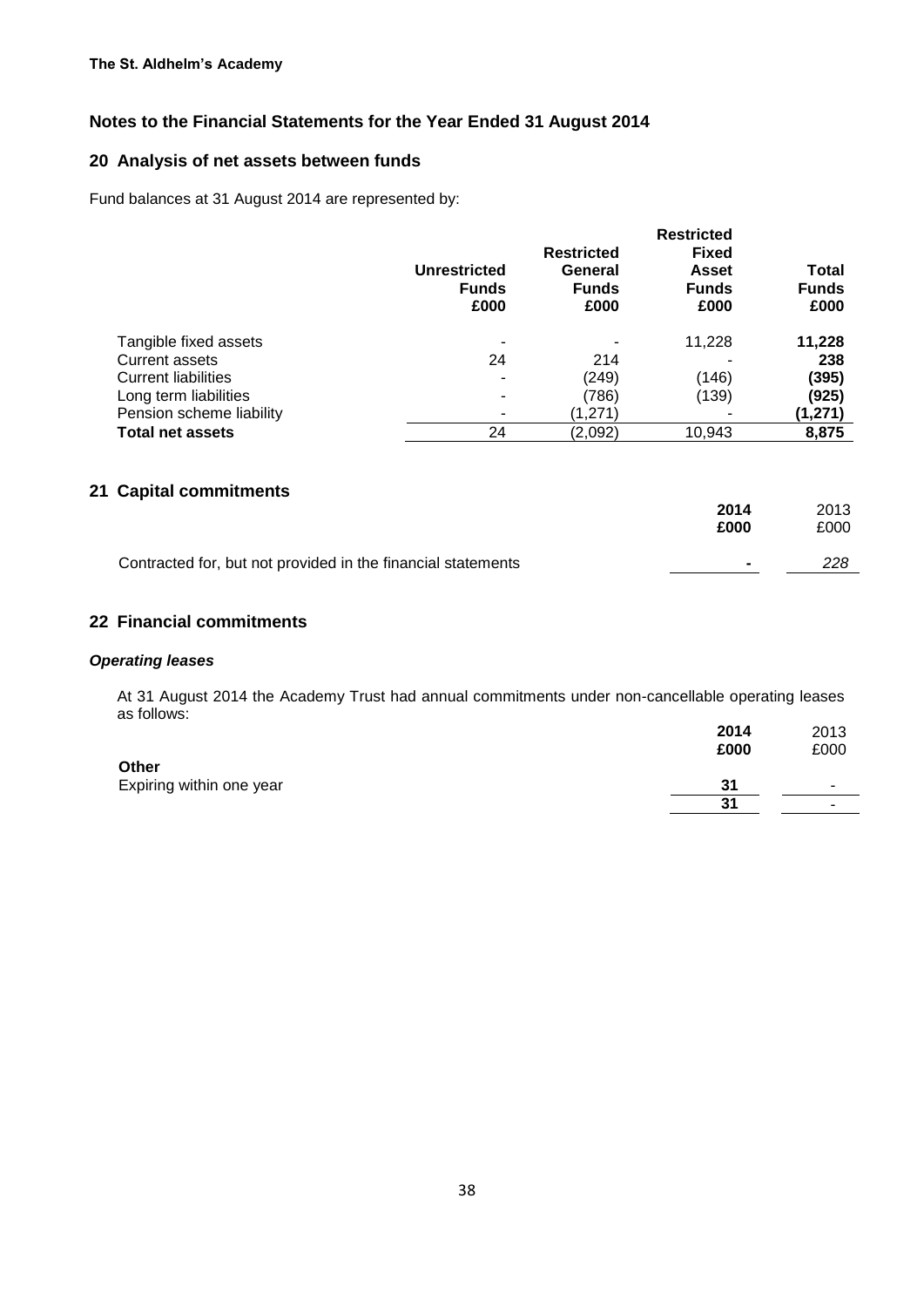**The St. Aldhelm's Academy**

## Notes to the Financial Statements for the Year Ended 31 August 2014

## 20 Analysis of net assets between funds

Fund balances at 31 August 2014 are represented by:

| | Unrestricted Funds £000 | Restricted General Funds £000 | Restricted Fixed Asset Funds £000 | Total Funds £000 |
|---|---|---|---|---|
| Tangible fixed assets | - | - | 11,228 | **11,228** |
| Current assets | 24 | 214 | - | **238** |
| Current liabilities | - | (249) | (146) | **(395)** |
| Long term liabilities | - | (786) | (139) | **(925)** |
| Pension scheme liability | - | (1,271) | - | **(1,271)** |
| **Total net assets** | 24 | (2,092) | 10,943 | **8,875** |

## 21 Capital commitments

| | 2014 £000 | 2013 £000 |
|---|---|---|
| Contracted for, but not provided in the financial statements | - | *228* |

## 22 Financial commitments

### *Operating leases*

At 31 August 2014 the Academy Trust had annual commitments under non-cancellable operating leases as follows:

| | 2014 £000 | 2013 £000 |
|---|---|---|
| **Other** | | |
| Expiring within one year | **31** | - |
| | **31** | - |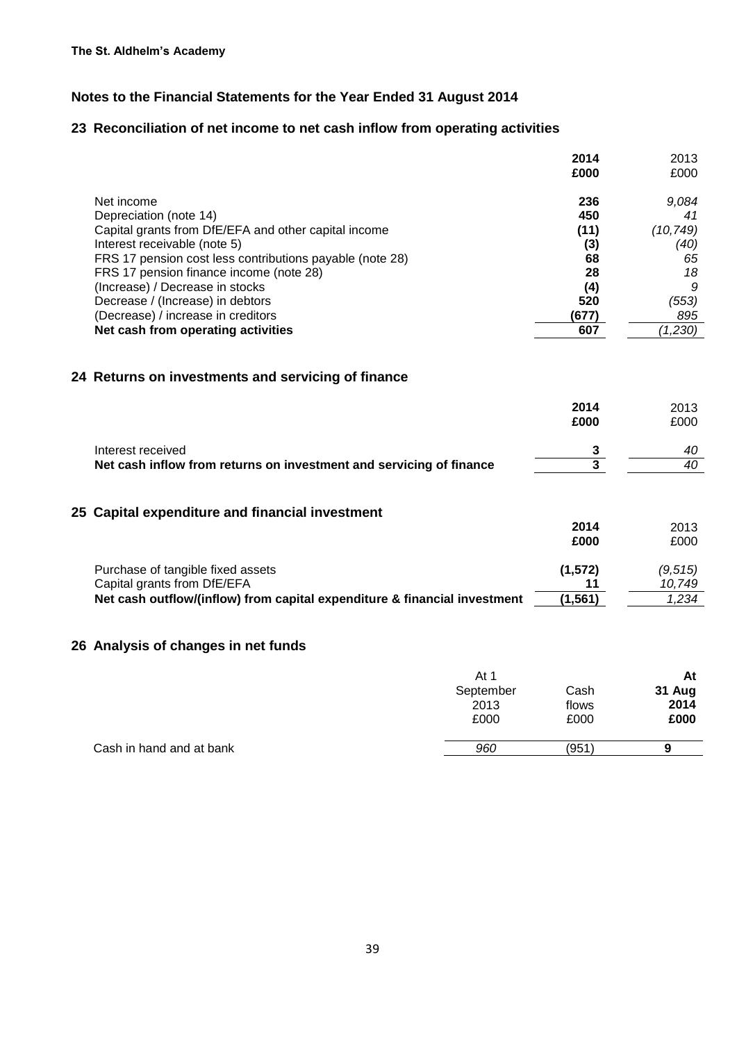**The St. Aldhelm's Academy**

## Notes to the Financial Statements for the Year Ended 31 August 2014

### 23 Reconciliation of net income to net cash inflow from operating activities

| | **2014 £000** | 2013 £000 |
|---|---|---|
| Net income | **236** | *9,084* |
| Depreciation (note 14) | **450** | *41* |
| Capital grants from DfE/EFA and other capital income | **(11)** | *(10,749)* |
| Interest receivable (note 5) | **(3)** | *(40)* |
| FRS 17 pension cost less contributions payable (note 28) | **68** | *65* |
| FRS 17 pension finance income (note 28) | **28** | *18* |
| (Increase) / Decrease in stocks | **(4)** | *9* |
| Decrease / (Increase) in debtors | **520** | *(553)* |
| (Decrease) / increase in creditors | **(677)** | *895* |
| **Net cash from operating activities** | **607** | *(1,230)* |

### 24 Returns on investments and servicing of finance

| | **2014 £000** | 2013 £000 |
|---|---|---|
| Interest received | **3** | *40* |
| **Net cash inflow from returns on investment and servicing of finance** | **3** | *40* |

### 25 Capital expenditure and financial investment

| | **2014 £000** | 2013 £000 |
|---|---|---|
| Purchase of tangible fixed assets | **(1,572)** | *(9,515)* |
| Capital grants from DfE/EFA | **11** | *10,749* |
| **Net cash outflow/(inflow) from capital expenditure & financial investment** | **(1,561)** | *1,234* |

### 26 Analysis of changes in net funds

| | At 1 September 2013 £000 | Cash flows £000 | **At 31 Aug 2014 £000** |
|---|---|---|---|
| Cash in hand and at bank | *960* | (951) | **9** |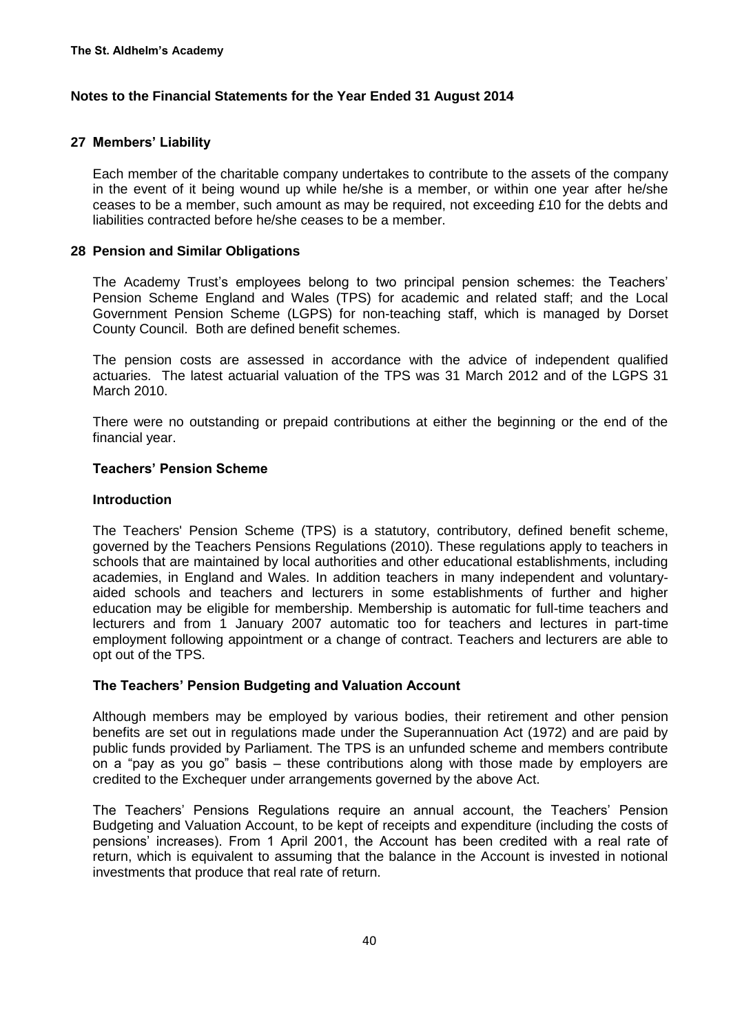## 27 Members' Liability

Each member of the charitable company undertakes to contribute to the assets of the company in the event of it being wound up while he/she is a member, or within one year after he/she ceases to be a member, such amount as may be required, not exceeding £10 for the debts and liabilities contracted before he/she ceases to be a member.

## 28 Pension and Similar Obligations

The Academy Trust's employees belong to two principal pension schemes: the Teachers' Pension Scheme England and Wales (TPS) for academic and related staff; and the Local Government Pension Scheme (LGPS) for non-teaching staff, which is managed by Dorset County Council. Both are defined benefit schemes.

The pension costs are assessed in accordance with the advice of independent qualified actuaries. The latest actuarial valuation of the TPS was 31 March 2012 and of the LGPS 31 March 2010.

There were no outstanding or prepaid contributions at either the beginning or the end of the financial year.

### Teachers' Pension Scheme

#### Introduction

The Teachers' Pension Scheme (TPS) is a statutory, contributory, defined benefit scheme, governed by the Teachers Pensions Regulations (2010). These regulations apply to teachers in schools that are maintained by local authorities and other educational establishments, including academies, in England and Wales. In addition teachers in many independent and voluntary-aided schools and teachers and lecturers in some establishments of further and higher education may be eligible for membership. Membership is automatic for full-time teachers and lecturers and from 1 January 2007 automatic too for teachers and lectures in part-time employment following appointment or a change of contract. Teachers and lecturers are able to opt out of the TPS.

#### The Teachers' Pension Budgeting and Valuation Account

Although members may be employed by various bodies, their retirement and other pension benefits are set out in regulations made under the Superannuation Act (1972) and are paid by public funds provided by Parliament. The TPS is an unfunded scheme and members contribute on a "pay as you go" basis – these contributions along with those made by employers are credited to the Exchequer under arrangements governed by the above Act.

The Teachers' Pensions Regulations require an annual account, the Teachers' Pension Budgeting and Valuation Account, to be kept of receipts and expenditure (including the costs of pensions' increases). From 1 April 2001, the Account has been credited with a real rate of return, which is equivalent to assuming that the balance in the Account is invested in notional investments that produce that real rate of return.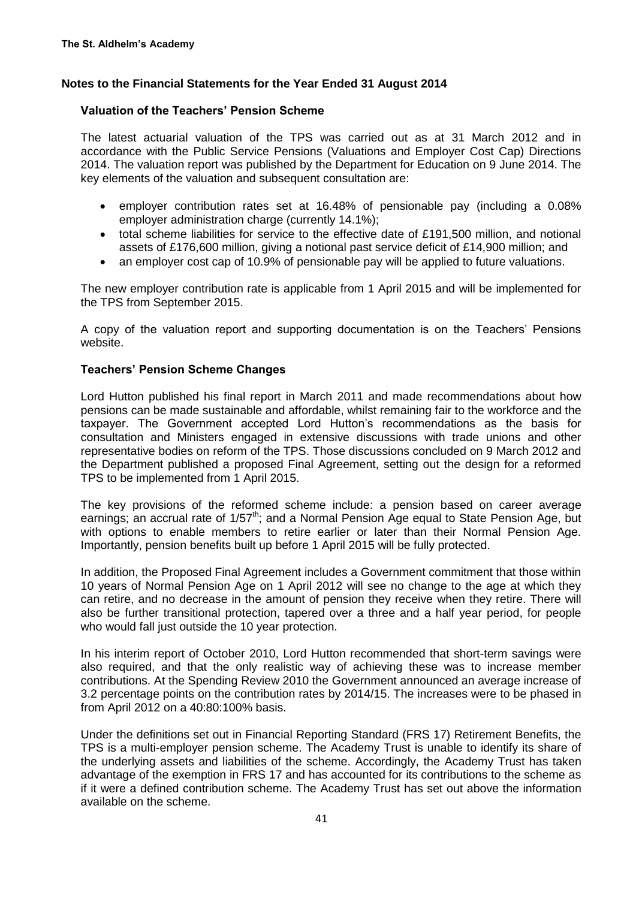**Notes to the Financial Statements for the Year Ended 31 August 2014**

### Valuation of the Teachers' Pension Scheme

The latest actuarial valuation of the TPS was carried out as at 31 March 2012 and in accordance with the Public Service Pensions (Valuations and Employer Cost Cap) Directions 2014. The valuation report was published by the Department for Education on 9 June 2014. The key elements of the valuation and subsequent consultation are:

- employer contribution rates set at 16.48% of pensionable pay (including a 0.08% employer administration charge (currently 14.1%);
- total scheme liabilities for service to the effective date of £191,500 million, and notional assets of £176,600 million, giving a notional past service deficit of £14,900 million; and
- an employer cost cap of 10.9% of pensionable pay will be applied to future valuations.

The new employer contribution rate is applicable from 1 April 2015 and will be implemented for the TPS from September 2015.

A copy of the valuation report and supporting documentation is on the Teachers' Pensions website.

### Teachers' Pension Scheme Changes

Lord Hutton published his final report in March 2011 and made recommendations about how pensions can be made sustainable and affordable, whilst remaining fair to the workforce and the taxpayer. The Government accepted Lord Hutton's recommendations as the basis for consultation and Ministers engaged in extensive discussions with trade unions and other representative bodies on reform of the TPS. Those discussions concluded on 9 March 2012 and the Department published a proposed Final Agreement, setting out the design for a reformed TPS to be implemented from 1 April 2015.

The key provisions of the reformed scheme include: a pension based on career average earnings; an accrual rate of 1/57th; and a Normal Pension Age equal to State Pension Age, but with options to enable members to retire earlier or later than their Normal Pension Age. Importantly, pension benefits built up before 1 April 2015 will be fully protected.

In addition, the Proposed Final Agreement includes a Government commitment that those within 10 years of Normal Pension Age on 1 April 2012 will see no change to the age at which they can retire, and no decrease in the amount of pension they receive when they retire. There will also be further transitional protection, tapered over a three and a half year period, for people who would fall just outside the 10 year protection.

In his interim report of October 2010, Lord Hutton recommended that short-term savings were also required, and that the only realistic way of achieving these was to increase member contributions. At the Spending Review 2010 the Government announced an average increase of 3.2 percentage points on the contribution rates by 2014/15. The increases were to be phased in from April 2012 on a 40:80:100% basis.

Under the definitions set out in Financial Reporting Standard (FRS 17) Retirement Benefits, the TPS is a multi-employer pension scheme. The Academy Trust is unable to identify its share of the underlying assets and liabilities of the scheme. Accordingly, the Academy Trust has taken advantage of the exemption in FRS 17 and has accounted for its contributions to the scheme as if it were a defined contribution scheme. The Academy Trust has set out above the information available on the scheme.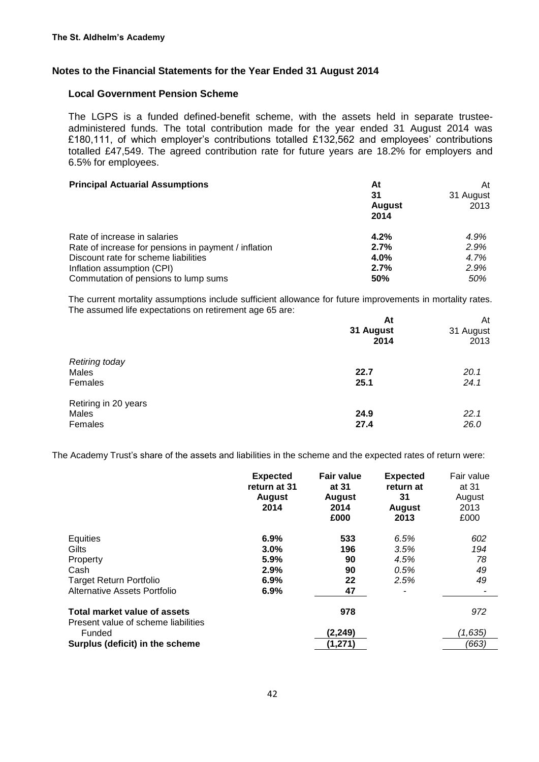**The St. Aldhelm's Academy**

## Notes to the Financial Statements for the Year Ended 31 August 2014

### Local Government Pension Scheme

The LGPS is a funded defined-benefit scheme, with the assets held in separate trustee-administered funds. The total contribution made for the year ended 31 August 2014 was £180,111, of which employer's contributions totalled £132,562 and employees' contributions totalled £47,549. The agreed contribution rate for future years are 18.2% for employers and 6.5% for employees.

| Principal Actuarial Assumptions | At 31 August 2014 | At 31 August 2013 |
|---|---|---|
| Rate of increase in salaries | **4.2%** | *4.9%* |
| Rate of increase for pensions in payment / inflation | **2.7%** | *2.9%* |
| Discount rate for scheme liabilities | **4.0%** | *4.7%* |
| Inflation assumption (CPI) | **2.7%** | *2.9%* |
| Commutation of pensions to lump sums | **50%** | *50%* |

The current mortality assumptions include sufficient allowance for future improvements in mortality rates. The assumed life expectations on retirement age 65 are:

| | At 31 August 2014 | At 31 August 2013 |
|---|---|---|
| *Retiring today* | | |
| Males | **22.7** | *20.1* |
| Females | **25.1** | *24.1* |
| Retiring in 20 years | | |
| Males | **24.9** | *22.1* |
| Females | **27.4** | *26.0* |

The Academy Trust's share of the assets and liabilities in the scheme and the expected rates of return were:

| | Expected return at 31 August 2014 | Fair value at 31 August 2014 £000 | Expected return at 31 August 2013 | Fair value at 31 August 2013 £000 |
|---|---|---|---|---|
| Equities | **6.9%** | **533** | *6.5%* | *602* |
| Gilts | **3.0%** | **196** | *3.5%* | *194* |
| Property | **5.9%** | **90** | *4.5%* | *78* |
| Cash | **2.9%** | **90** | *0.5%* | *49* |
| Target Return Portfolio | **6.9%** | **22** | *2.5%* | *49* |
| Alternative Assets Portfolio | **6.9%** | **47** | - | - |
| **Total market value of assets** | | **978** | | *972* |
| Present value of scheme liabilities | | | | |
| Funded | | **(2,249)** | | *(1,635)* |
| **Surplus (deficit) in the scheme** | | **(1,271)** | | *(663)* |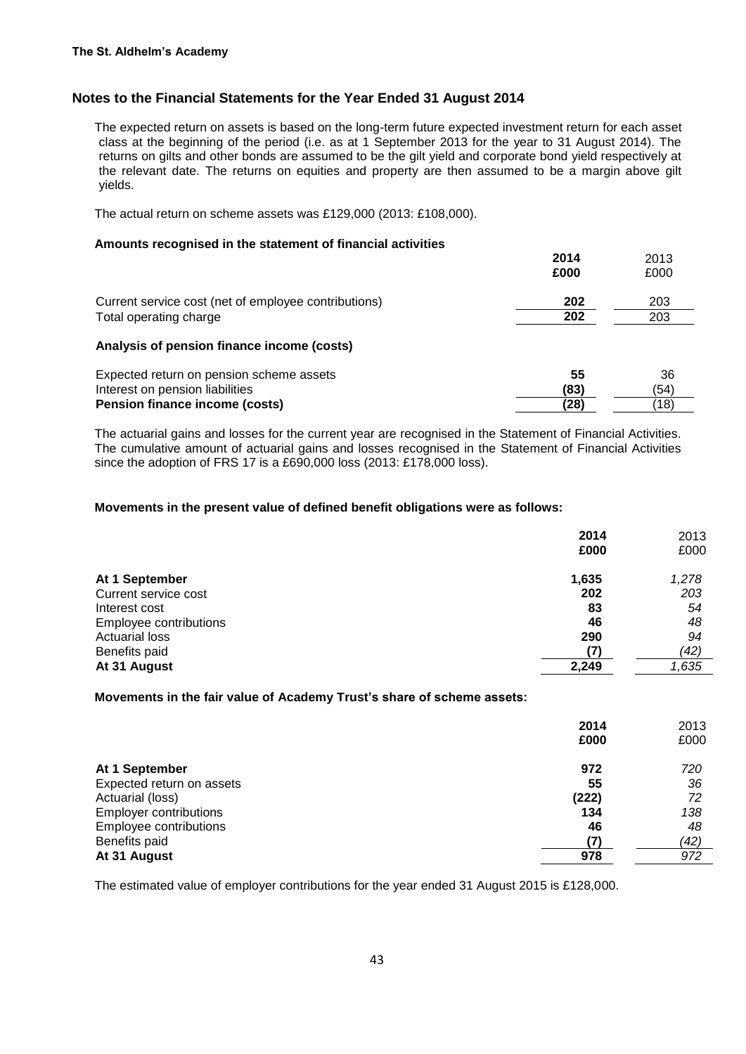## Notes to the Financial Statements for the Year Ended 31 August 2014

The expected return on assets is based on the long-term future expected investment return for each asset class at the beginning of the period (i.e. as at 1 September 2013 for the year to 31 August 2014). The returns on gilts and other bonds are assumed to be the gilt yield and corporate bond yield respectively at the relevant date. The returns on equities and property are then assumed to be a margin above gilt yields.

The actual return on scheme assets was £129,000 (2013: £108,000).

### Amounts recognised in the statement of financial activities

| | **2014 £000** | 2013 £000 |
|---|---|---|
| Current service cost (net of employee contributions) | **202** | 203 |
| Total operating charge | **202** | 203 |

### Analysis of pension finance income (costs)

| | **2014 £000** | 2013 £000 |
|---|---|---|
| Expected return on pension scheme assets | **55** | 36 |
| Interest on pension liabilities | **(83)** | (54) |
| **Pension finance income (costs)** | **(28)** | (18) |

The actuarial gains and losses for the current year are recognised in the Statement of Financial Activities. The cumulative amount of actuarial gains and losses recognised in the Statement of Financial Activities since the adoption of FRS 17 is a £690,000 loss (2013: £178,000 loss).

### Movements in the present value of defined benefit obligations were as follows:

| | **2014 £000** | 2013 £000 |
|---|---|---|
| **At 1 September** | **1,635** | *1,278* |
| Current service cost | **202** | *203* |
| Interest cost | **83** | *54* |
| Employee contributions | **46** | *48* |
| Actuarial loss | **290** | *94* |
| Benefits paid | **(7)** | *(42)* |
| **At 31 August** | **2,249** | *1,635* |

### Movements in the fair value of Academy Trust's share of scheme assets:

| | **2014 £000** | 2013 £000 |
|---|---|---|
| **At 1 September** | **972** | *720* |
| Expected return on assets | **55** | *36* |
| Actuarial (loss) | **(222)** | *72* |
| Employer contributions | **134** | *138* |
| Employee contributions | **46** | *48* |
| Benefits paid | **(7)** | *(42)* |
| **At 31 August** | **978** | *972* |

The estimated value of employer contributions for the year ended 31 August 2015 is £128,000.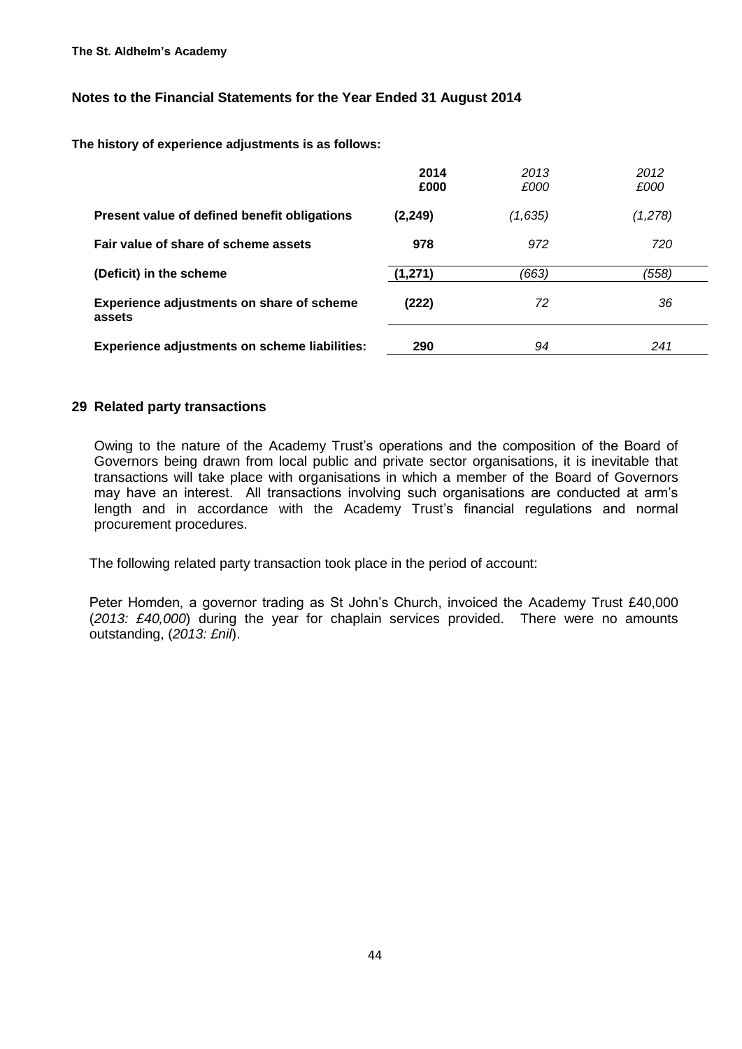**The St. Aldhelm's Academy**

## Notes to the Financial Statements for the Year Ended 31 August 2014

**The history of experience adjustments is as follows:**

| | **2014 £000** | *2013 £000* | *2012 £000* |
|---|---|---|---|
| **Present value of defined benefit obligations** | **(2,249)** | *(1,635)* | *(1,278)* |
| **Fair value of share of scheme assets** | **978** | *972* | *720* |
| **(Deficit) in the scheme** | **(1,271)** | *(663)* | *(558)* |
| **Experience adjustments on share of scheme assets** | **(222)** | *72* | *36* |
| **Experience adjustments on scheme liabilities:** | **290** | *94* | *241* |

## 29 Related party transactions

Owing to the nature of the Academy Trust's operations and the composition of the Board of Governors being drawn from local public and private sector organisations, it is inevitable that transactions will take place with organisations in which a member of the Board of Governors may have an interest. All transactions involving such organisations are conducted at arm's length and in accordance with the Academy Trust's financial regulations and normal procurement procedures.

The following related party transaction took place in the period of account:

Peter Homden, a governor trading as St John's Church, invoiced the Academy Trust £40,000 (*2013: £40,000*) during the year for chaplain services provided. There were no amounts outstanding, (*2013: £nil*).